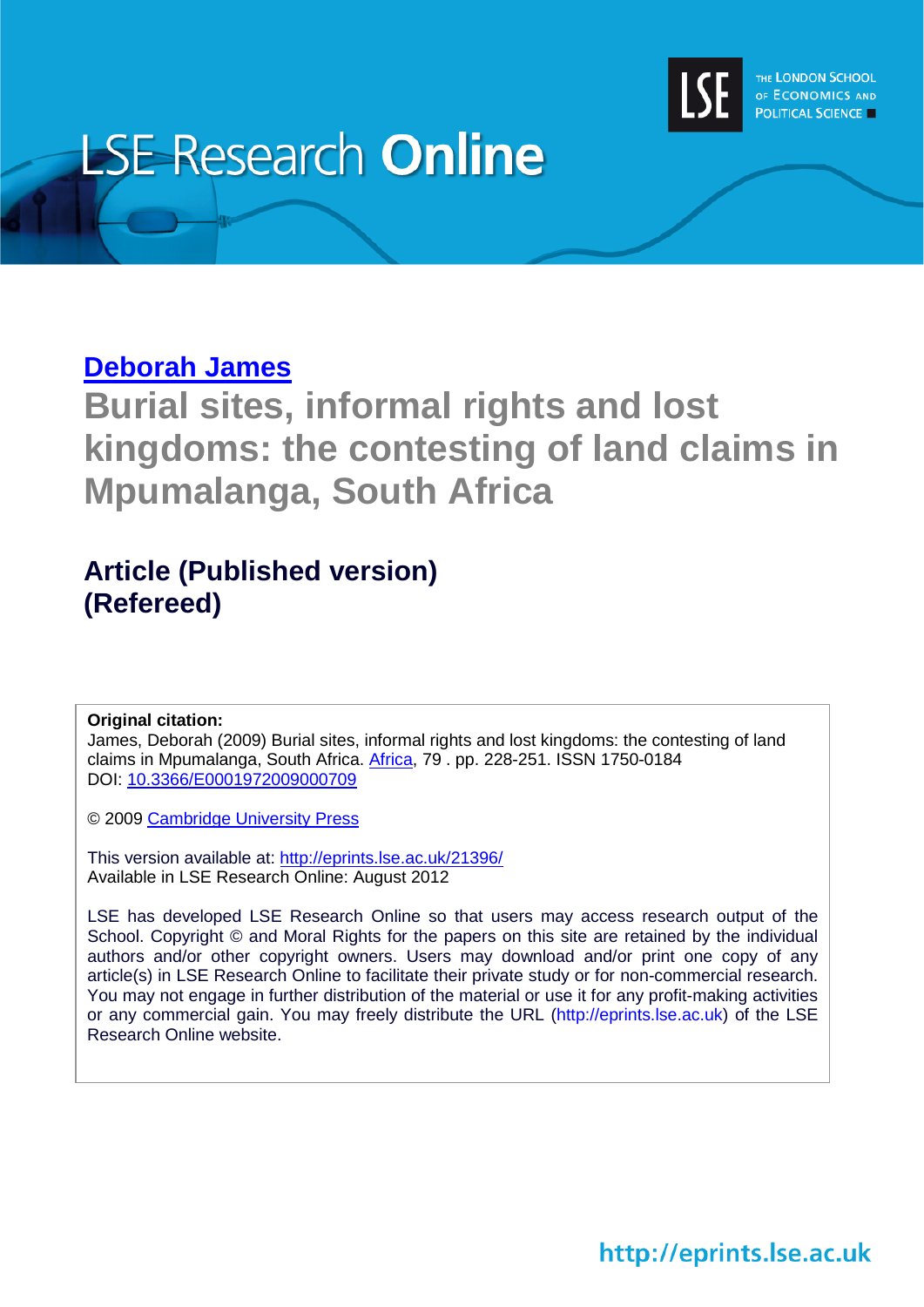LSE Research Online

THE LONDON SCHOOL OF ECONOMICS AND POLITICAL SCIENCE

**Deborah James**

# Burial sites, informal rights and lost kingdoms: the contesting of land claims in Mpumalanga, South Africa

## Article (Published version) (Refereed)

**Original citation:**
James, Deborah (2009) Burial sites, informal rights and lost kingdoms: the contesting of land claims in Mpumalanga, South Africa. Africa, 79 . pp. 228-251. ISSN 1750-0184
DOI: 10.3366/E0001972009000709

© 2009 Cambridge University Press

This version available at: http://eprints.lse.ac.uk/21396/
Available in LSE Research Online: August 2012

LSE has developed LSE Research Online so that users may access research output of the School. Copyright © and Moral Rights for the papers on this site are retained by the individual authors and/or other copyright owners. Users may download and/or print one copy of any article(s) in LSE Research Online to facilitate their private study or for non-commercial research. You may not engage in further distribution of the material or use it for any profit-making activities or any commercial gain. You may freely distribute the URL (http://eprints.lse.ac.uk) of the LSE Research Online website.

http://eprints.lse.ac.uk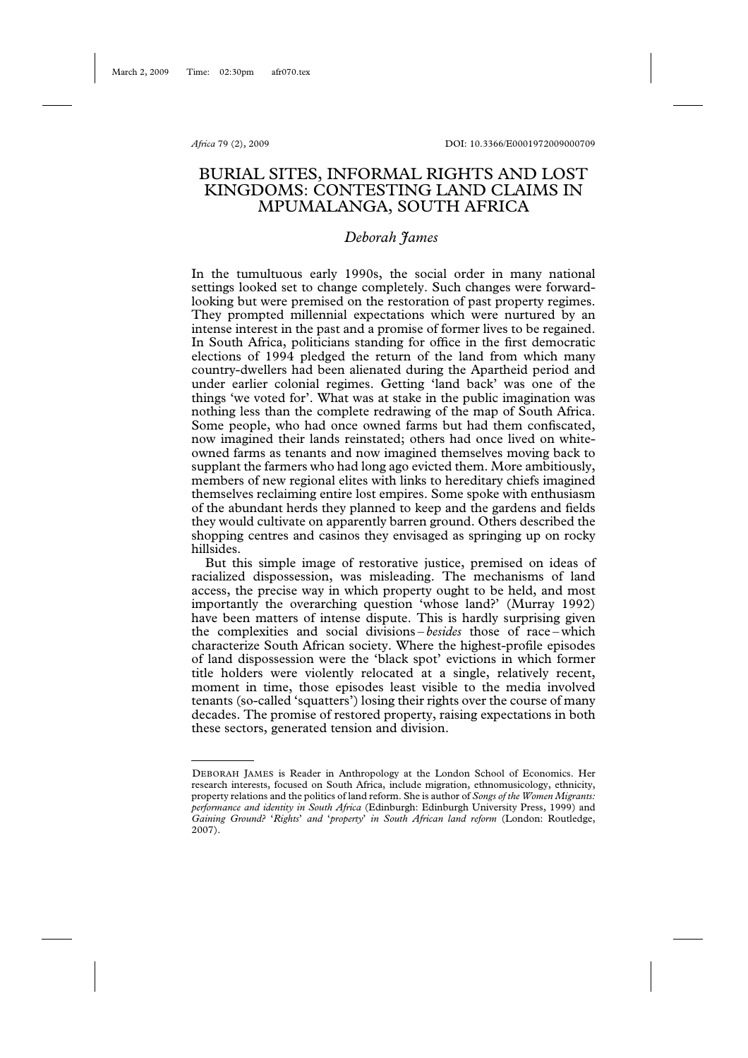# BURIAL SITES, INFORMAL RIGHTS AND LOST KINGDOMS: CONTESTING LAND CLAIMS IN MPUMALANGA, SOUTH AFRICA

## *Deborah James*

In the tumultuous early 1990s, the social order in many national settings looked set to change completely. Such changes were forward-looking but were premised on the restoration of past property regimes. They prompted millennial expectations which were nurtured by an intense interest in the past and a promise of former lives to be regained. In South Africa, politicians standing for office in the first democratic elections of 1994 pledged the return of the land from which many country-dwellers had been alienated during the Apartheid period and under earlier colonial regimes. Getting 'land back' was one of the things 'we voted for'. What was at stake in the public imagination was nothing less than the complete redrawing of the map of South Africa. Some people, who had once owned farms but had them confiscated, now imagined their lands reinstated; others had once lived on white-owned farms as tenants and now imagined themselves moving back to supplant the farmers who had long ago evicted them. More ambitiously, members of new regional elites with links to hereditary chiefs imagined themselves reclaiming entire lost empires. Some spoke with enthusiasm of the abundant herds they planned to keep and the gardens and fields they would cultivate on apparently barren ground. Others described the shopping centres and casinos they envisaged as springing up on rocky hillsides.

But this simple image of restorative justice, premised on ideas of racialized dispossession, was misleading. The mechanisms of land access, the precise way in which property ought to be held, and most importantly the overarching question 'whose land?' (Murray 1992) have been matters of intense dispute. This is hardly surprising given the complexities and social divisions – *besides* those of race – which characterize South African society. Where the highest-profile episodes of land dispossession were the 'black spot' evictions in which former title holders were violently relocated at a single, relatively recent, moment in time, those episodes least visible to the media involved tenants (so-called 'squatters') losing their rights over the course of many decades. The promise of restored property, raising expectations in both these sectors, generated tension and division.

---

DEBORAH JAMES is Reader in Anthropology at the London School of Economics. Her research interests, focused on South Africa, include migration, ethnomusicology, ethnicity, property relations and the politics of land reform. She is author of *Songs of the Women Migrants: performance and identity in South Africa* (Edinburgh: Edinburgh University Press, 1999) and *Gaining Ground? 'Rights' and 'property' in South African land reform* (London: Routledge, 2007).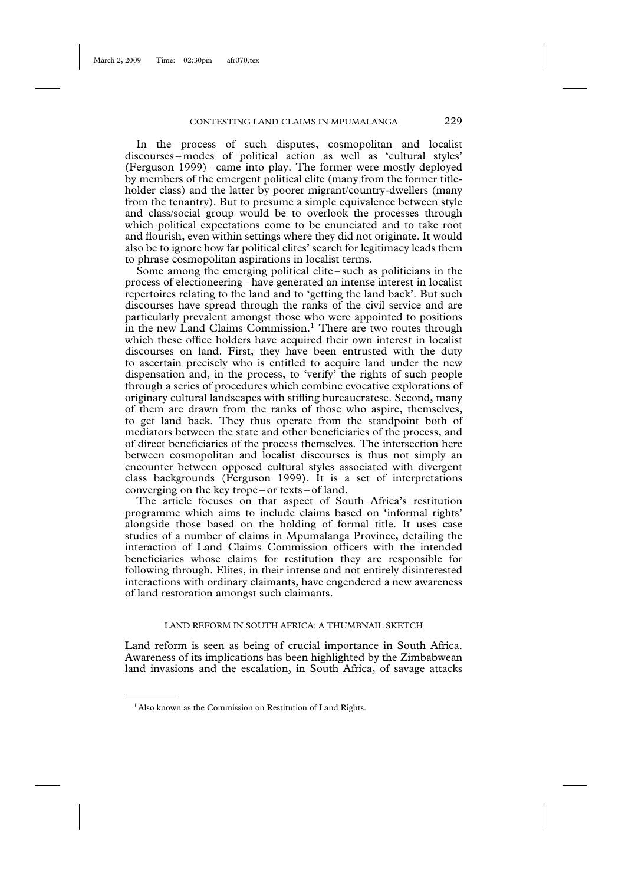In the process of such disputes, cosmopolitan and localist discourses – modes of political action as well as 'cultural styles' (Ferguson 1999) – came into play. The former were mostly deployed by members of the emergent political elite (many from the former title-holder class) and the latter by poorer migrant/country-dwellers (many from the tenantry). But to presume a simple equivalence between style and class/social group would be to overlook the processes through which political expectations come to be enunciated and to take root and flourish, even within settings where they did not originate. It would also be to ignore how far political elites' search for legitimacy leads them to phrase cosmopolitan aspirations in localist terms.

Some among the emerging political elite – such as politicians in the process of electioneering – have generated an intense interest in localist repertoires relating to the land and to 'getting the land back'. But such discourses have spread through the ranks of the civil service and are particularly prevalent amongst those who were appointed to positions in the new Land Claims Commission.[1] There are two routes through which these office holders have acquired their own interest in localist discourses on land. First, they have been entrusted with the duty to ascertain precisely who is entitled to acquire land under the new dispensation and, in the process, to 'verify' the rights of such people through a series of procedures which combine evocative explorations of originary cultural landscapes with stifling bureaucratese. Second, many of them are drawn from the ranks of those who aspire, themselves, to get land back. They thus operate from the standpoint both of mediators between the state and other beneficiaries of the process, and of direct beneficiaries of the process themselves. The intersection here between cosmopolitan and localist discourses is thus not simply an encounter between opposed cultural styles associated with divergent class backgrounds (Ferguson 1999). It is a set of interpretations converging on the key trope – or texts – of land.

The article focuses on that aspect of South Africa's restitution programme which aims to include claims based on 'informal rights' alongside those based on the holding of formal title. It uses case studies of a number of claims in Mpumalanga Province, detailing the interaction of Land Claims Commission officers with the intended beneficiaries whose claims for restitution they are responsible for following through. Elites, in their intense and not entirely disinterested interactions with ordinary claimants, have engendered a new awareness of land restoration amongst such claimants.

## LAND REFORM IN SOUTH AFRICA: A THUMBNAIL SKETCH

Land reform is seen as being of crucial importance in South Africa. Awareness of its implications has been highlighted by the Zimbabwean land invasions and the escalation, in South Africa, of savage attacks

[1] Also known as the Commission on Restitution of Land Rights.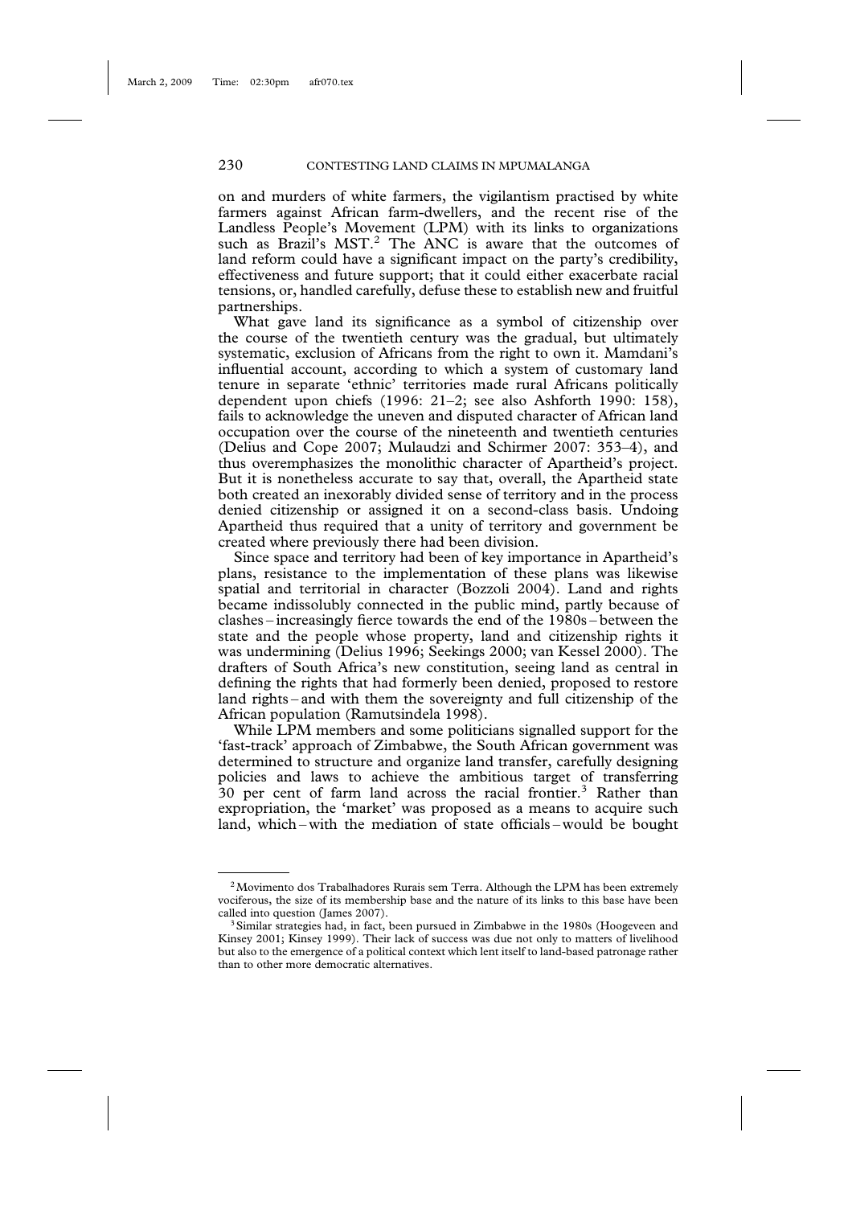on and murders of white farmers, the vigilantism practised by white farmers against African farm-dwellers, and the recent rise of the Landless People's Movement (LPM) with its links to organizations such as Brazil's MST.[2] The ANC is aware that the outcomes of land reform could have a significant impact on the party's credibility, effectiveness and future support; that it could either exacerbate racial tensions, or, handled carefully, defuse these to establish new and fruitful partnerships.

What gave land its significance as a symbol of citizenship over the course of the twentieth century was the gradual, but ultimately systematic, exclusion of Africans from the right to own it. Mamdani's influential account, according to which a system of customary land tenure in separate 'ethnic' territories made rural Africans politically dependent upon chiefs (1996: 21–2; see also Ashforth 1990: 158), fails to acknowledge the uneven and disputed character of African land occupation over the course of the nineteenth and twentieth centuries (Delius and Cope 2007; Mulaudzi and Schirmer 2007: 353–4), and thus overemphasizes the monolithic character of Apartheid's project. But it is nonetheless accurate to say that, overall, the Apartheid state both created an inexorably divided sense of territory and in the process denied citizenship or assigned it on a second-class basis. Undoing Apartheid thus required that a unity of territory and government be created where previously there had been division.

Since space and territory had been of key importance in Apartheid's plans, resistance to the implementation of these plans was likewise spatial and territorial in character (Bozzoli 2004). Land and rights became indissolubly connected in the public mind, partly because of clashes – increasingly fierce towards the end of the 1980s – between the state and the people whose property, land and citizenship rights it was undermining (Delius 1996; Seekings 2000; van Kessel 2000). The drafters of South Africa's new constitution, seeing land as central in defining the rights that had formerly been denied, proposed to restore land rights – and with them the sovereignty and full citizenship of the African population (Ramutsindela 1998).

While LPM members and some politicians signalled support for the 'fast-track' approach of Zimbabwe, the South African government was determined to structure and organize land transfer, carefully designing policies and laws to achieve the ambitious target of transferring 30 per cent of farm land across the racial frontier.[3] Rather than expropriation, the 'market' was proposed as a means to acquire such land, which – with the mediation of state officials – would be bought

---

[2] Movimento dos Trabalhadores Rurais sem Terra. Although the LPM has been extremely vociferous, the size of its membership base and the nature of its links to this base have been called into question (James 2007).

[3] Similar strategies had, in fact, been pursued in Zimbabwe in the 1980s (Hoogeveen and Kinsey 2001; Kinsey 1999). Their lack of success was due not only to matters of livelihood but also to the emergence of a political context which lent itself to land-based patronage rather than to other more democratic alternatives.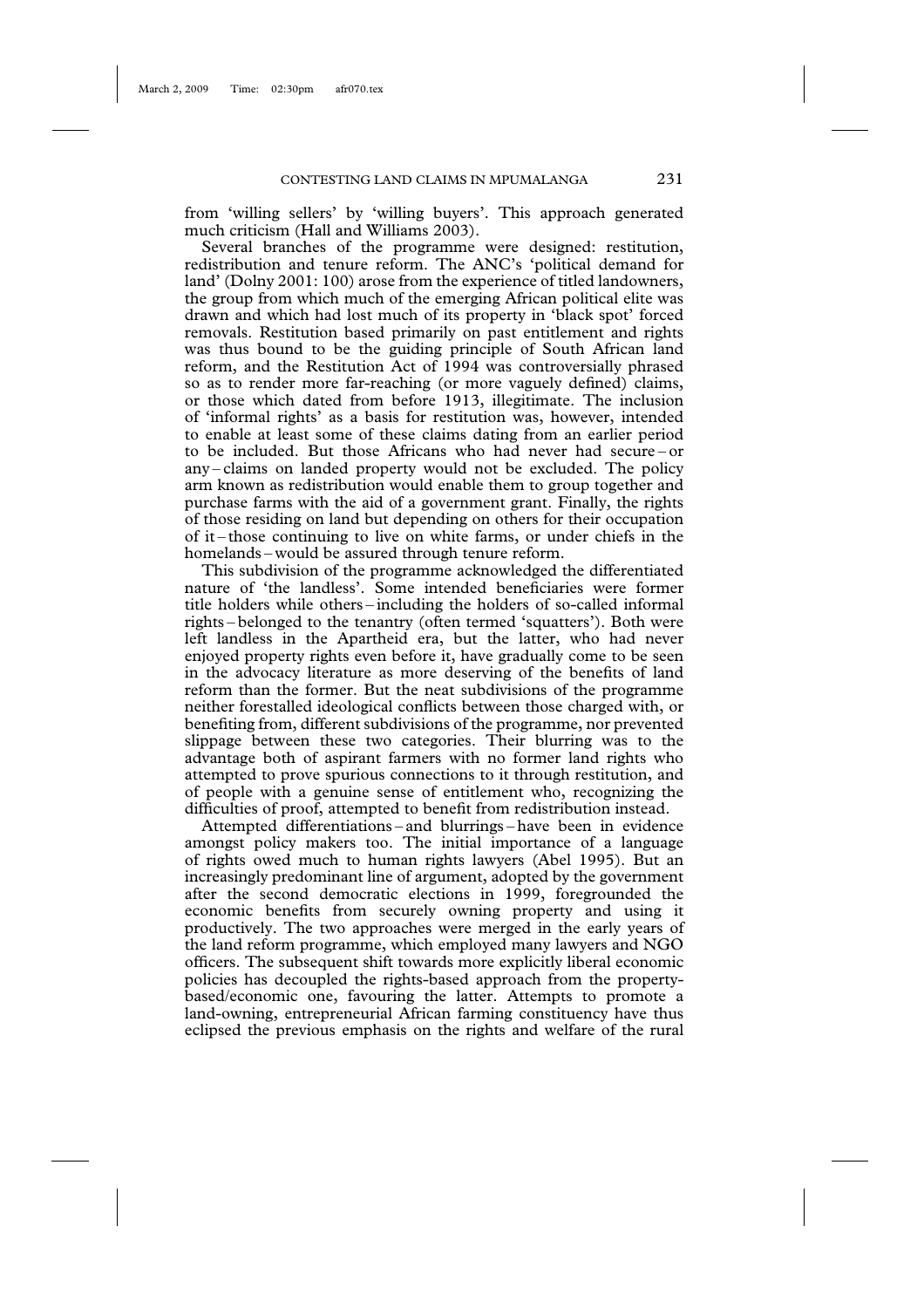from 'willing sellers' by 'willing buyers'. This approach generated much criticism (Hall and Williams 2003).

Several branches of the programme were designed: restitution, redistribution and tenure reform. The ANC's 'political demand for land' (Dolny 2001: 100) arose from the experience of titled landowners, the group from which much of the emerging African political elite was drawn and which had lost much of its property in 'black spot' forced removals. Restitution based primarily on past entitlement and rights was thus bound to be the guiding principle of South African land reform, and the Restitution Act of 1994 was controversially phrased so as to render more far-reaching (or more vaguely defined) claims, or those which dated from before 1913, illegitimate. The inclusion of 'informal rights' as a basis for restitution was, however, intended to enable at least some of these claims dating from an earlier period to be included. But those Africans who had never had secure – or any – claims on landed property would not be excluded. The policy arm known as redistribution would enable them to group together and purchase farms with the aid of a government grant. Finally, the rights of those residing on land but depending on others for their occupation of it – those continuing to live on white farms, or under chiefs in the homelands – would be assured through tenure reform.

This subdivision of the programme acknowledged the differentiated nature of 'the landless'. Some intended beneficiaries were former title holders while others – including the holders of so-called informal rights – belonged to the tenantry (often termed 'squatters'). Both were left landless in the Apartheid era, but the latter, who had never enjoyed property rights even before it, have gradually come to be seen in the advocacy literature as more deserving of the benefits of land reform than the former. But the neat subdivisions of the programme neither forestalled ideological conflicts between those charged with, or benefiting from, different subdivisions of the programme, nor prevented slippage between these two categories. Their blurring was to the advantage both of aspirant farmers with no former land rights who attempted to prove spurious connections to it through restitution, and of people with a genuine sense of entitlement who, recognizing the difficulties of proof, attempted to benefit from redistribution instead.

Attempted differentiations – and blurrings – have been in evidence amongst policy makers too. The initial importance of a language of rights owed much to human rights lawyers (Abel 1995). But an increasingly predominant line of argument, adopted by the government after the second democratic elections in 1999, foregrounded the economic benefits from securely owning property and using it productively. The two approaches were merged in the early years of the land reform programme, which employed many lawyers and NGO officers. The subsequent shift towards more explicitly liberal economic policies has decoupled the rights-based approach from the property-based/economic one, favouring the latter. Attempts to promote a land-owning, entrepreneurial African farming constituency have thus eclipsed the previous emphasis on the rights and welfare of the rural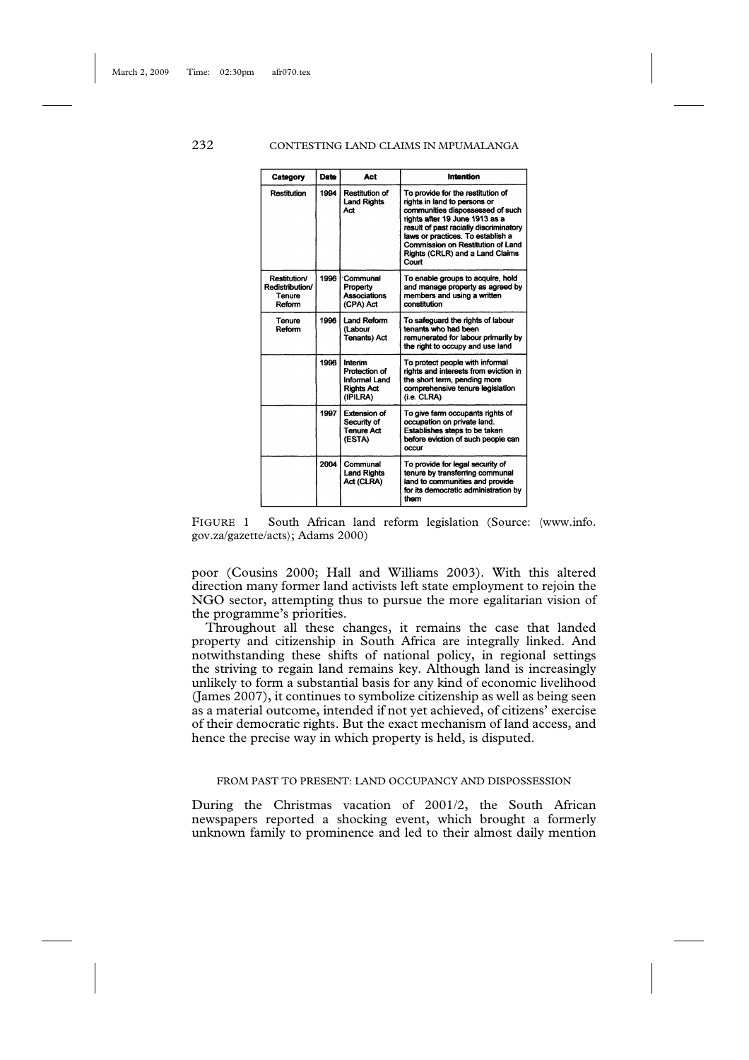| Category | Date | Act | Intention |
|---|---|---|---|
| Restitution | 1994 | Restitution of Land Rights Act | To provide for the restitution of rights in land to persons or communities dispossessed of such rights after 19 June 1913 as a result of past racially discriminatory laws or practices. To establish a Commission on Restitution of Land Rights (CRLR) and a Land Claims Court |
| Restitution/ Redistribution/ Tenure Reform | 1996 | Communal Property Associations (CPA) Act | To enable groups to acquire, hold and manage property as agreed by members and using a written constitution |
| Tenure Reform | 1996 | Land Reform (Labour Tenants) Act | To safeguard the rights of labour tenants who had been remunerated for labour primarily by the right to occupy and use land |
| | 1996 | Interim Protection of Informal Land Rights Act (IPILRA) | To protect people with informal rights and interests from eviction in the short term, pending more comprehensive tenure legislation (i.e. CLRA) |
| | 1997 | Extension of Security of Tenure Act (ESTA) | To give farm occupants rights of occupation on private land. Establishes steps to be taken before eviction of such people can occur |
| | 2004 | Communal Land Rights Act (CLRA) | To provide for legal security of tenure by transferring communal land to communities and provide for its democratic administration by them |

FIGURE 1 South African land reform legislation (Source: ⟨www.info.gov.za/gazette/acts⟩; Adams 2000)

poor (Cousins 2000; Hall and Williams 2003). With this altered direction many former land activists left state employment to rejoin the NGO sector, attempting thus to pursue the more egalitarian vision of the programme's priorities.

Throughout all these changes, it remains the case that landed property and citizenship in South Africa are integrally linked. And notwithstanding these shifts of national policy, in regional settings the striving to regain land remains key. Although land is increasingly unlikely to form a substantial basis for any kind of economic livelihood (James 2007), it continues to symbolize citizenship as well as being seen as a material outcome, intended if not yet achieved, of citizens' exercise of their democratic rights. But the exact mechanism of land access, and hence the precise way in which property is held, is disputed.

## FROM PAST TO PRESENT: LAND OCCUPANCY AND DISPOSSESSION

During the Christmas vacation of 2001/2, the South African newspapers reported a shocking event, which brought a formerly unknown family to prominence and led to their almost daily mention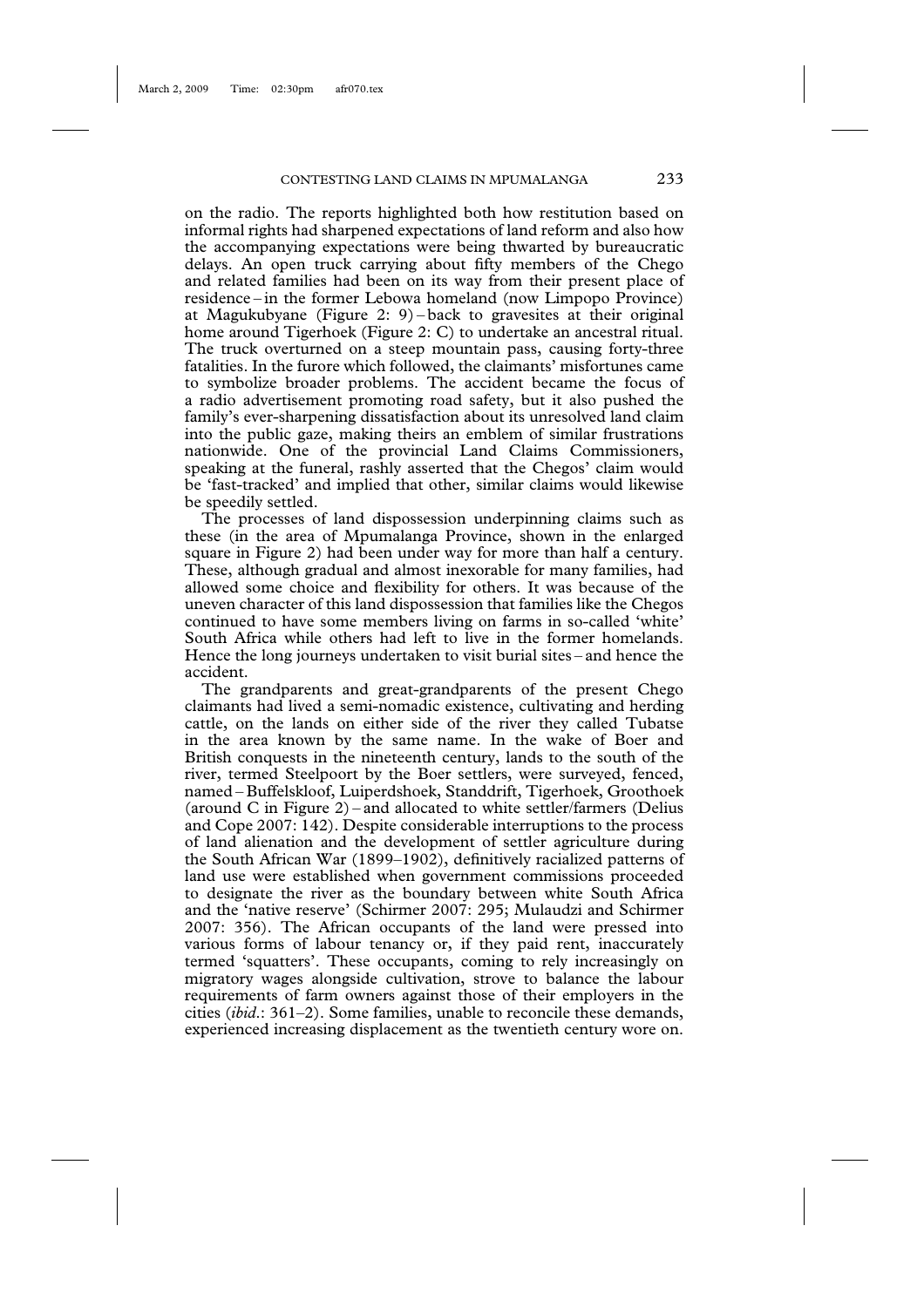on the radio. The reports highlighted both how restitution based on informal rights had sharpened expectations of land reform and also how the accompanying expectations were being thwarted by bureaucratic delays. An open truck carrying about fifty members of the Chego and related families had been on its way from their present place of residence – in the former Lebowa homeland (now Limpopo Province) at Magukubyane (Figure 2: 9) – back to gravesites at their original home around Tigerhoek (Figure 2: C) to undertake an ancestral ritual. The truck overturned on a steep mountain pass, causing forty-three fatalities. In the furore which followed, the claimants' misfortunes came to symbolize broader problems. The accident became the focus of a radio advertisement promoting road safety, but it also pushed the family's ever-sharpening dissatisfaction about its unresolved land claim into the public gaze, making theirs an emblem of similar frustrations nationwide. One of the provincial Land Claims Commissioners, speaking at the funeral, rashly asserted that the Chegos' claim would be 'fast-tracked' and implied that other, similar claims would likewise be speedily settled.

The processes of land dispossession underpinning claims such as these (in the area of Mpumalanga Province, shown in the enlarged square in Figure 2) had been under way for more than half a century. These, although gradual and almost inexorable for many families, had allowed some choice and flexibility for others. It was because of the uneven character of this land dispossession that families like the Chegos continued to have some members living on farms in so-called 'white' South Africa while others had left to live in the former homelands. Hence the long journeys undertaken to visit burial sites – and hence the accident.

The grandparents and great-grandparents of the present Chego claimants had lived a semi-nomadic existence, cultivating and herding cattle, on the lands on either side of the river they called Tubatse in the area known by the same name. In the wake of Boer and British conquests in the nineteenth century, lands to the south of the river, termed Steelpoort by the Boer settlers, were surveyed, fenced, named – Buffelskloof, Luiperdshoek, Standdrift, Tigerhoek, Groothoek (around C in Figure 2) – and allocated to white settler/farmers (Delius and Cope 2007: 142). Despite considerable interruptions to the process of land alienation and the development of settler agriculture during the South African War (1899–1902), definitively racialized patterns of land use were established when government commissions proceeded to designate the river as the boundary between white South Africa and the 'native reserve' (Schirmer 2007: 295; Mulaudzi and Schirmer 2007: 356). The African occupants of the land were pressed into various forms of labour tenancy or, if they paid rent, inaccurately termed 'squatters'. These occupants, coming to rely increasingly on migratory wages alongside cultivation, strove to balance the labour requirements of farm owners against those of their employers in the cities (*ibid*.: 361–2). Some families, unable to reconcile these demands, experienced increasing displacement as the twentieth century wore on.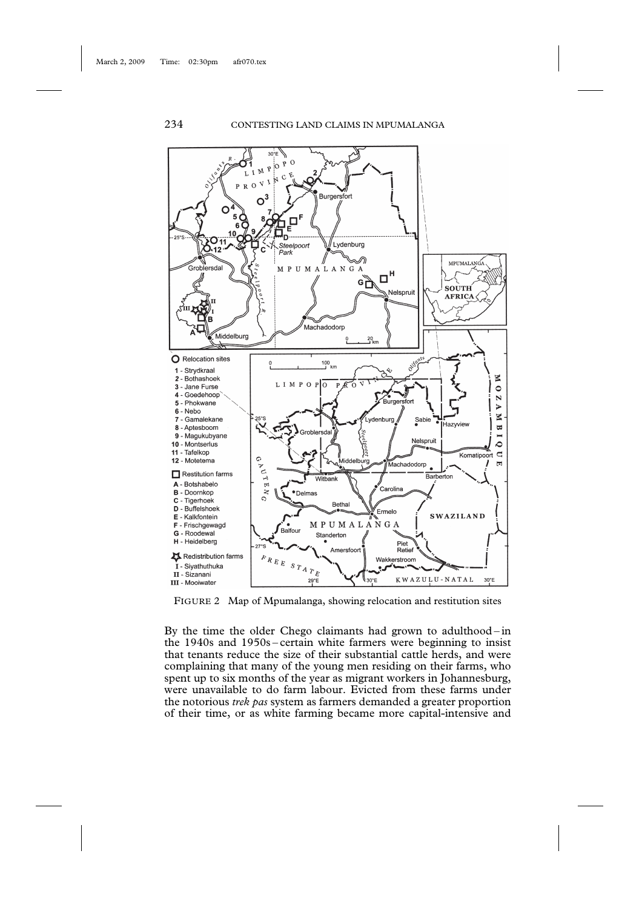FIGURE 2 Map of Mpumalanga, showing relocation and restitution sites

By the time the older Chego claimants had grown to adulthood – in the 1940s and 1950s – certain white farmers were beginning to insist that tenants reduce the size of their substantial cattle herds, and were complaining that many of the young men residing on their farms, who spent up to six months of the year as migrant workers in Johannesburg, were unavailable to do farm labour. Evicted from these farms under the notorious *trek pas* system as farmers demanded a greater proportion of their time, or as white farming became more capital-intensive and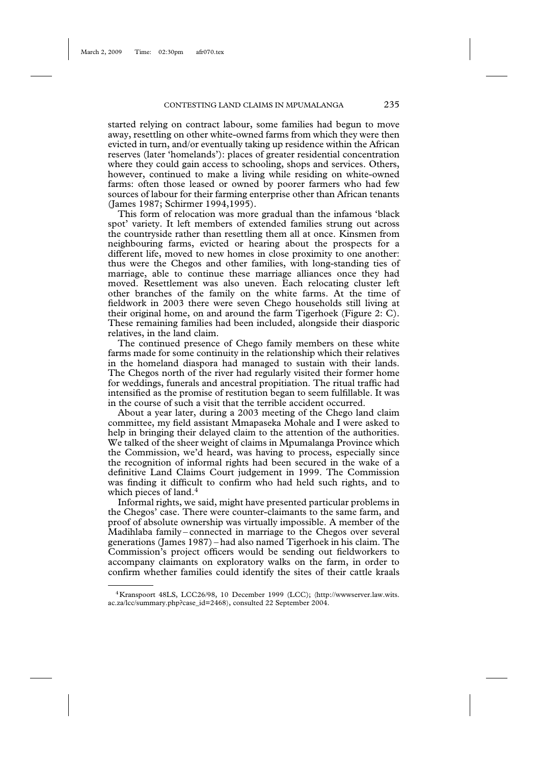started relying on contract labour, some families had begun to move away, resettling on other white-owned farms from which they were then evicted in turn, and/or eventually taking up residence within the African reserves (later 'homelands'): places of greater residential concentration where they could gain access to schooling, shops and services. Others, however, continued to make a living while residing on white-owned farms: often those leased or owned by poorer farmers who had few sources of labour for their farming enterprise other than African tenants (James 1987; Schirmer 1994,1995).

This form of relocation was more gradual than the infamous 'black spot' variety. It left members of extended families strung out across the countryside rather than resettling them all at once. Kinsmen from neighbouring farms, evicted or hearing about the prospects for a different life, moved to new homes in close proximity to one another: thus were the Chegos and other families, with long-standing ties of marriage, able to continue these marriage alliances once they had moved. Resettlement was also uneven. Each relocating cluster left other branches of the family on the white farms. At the time of fieldwork in 2003 there were seven Chego households still living at their original home, on and around the farm Tigerhoek (Figure 2: C). These remaining families had been included, alongside their diasporic relatives, in the land claim.

The continued presence of Chego family members on these white farms made for some continuity in the relationship which their relatives in the homeland diaspora had managed to sustain with their lands. The Chegos north of the river had regularly visited their former home for weddings, funerals and ancestral propitiation. The ritual traffic had intensified as the promise of restitution began to seem fulfillable. It was in the course of such a visit that the terrible accident occurred.

About a year later, during a 2003 meeting of the Chego land claim committee, my field assistant Mmapaseka Mohale and I were asked to help in bringing their delayed claim to the attention of the authorities. We talked of the sheer weight of claims in Mpumalanga Province which the Commission, we'd heard, was having to process, especially since the recognition of informal rights had been secured in the wake of a definitive Land Claims Court judgement in 1999. The Commission was finding it difficult to confirm who had held such rights, and to which pieces of land.[4]

Informal rights, we said, might have presented particular problems in the Chegos' case. There were counter-claimants to the same farm, and proof of absolute ownership was virtually impossible. A member of the Madihlaba family – connected in marriage to the Chegos over several generations (James 1987) – had also named Tigerhoek in his claim. The Commission's project officers would be sending out fieldworkers to accompany claimants on exploratory walks on the farm, in order to confirm whether families could identify the sites of their cattle kraals

[4] Kranspoort 48LS, LCC26/98, 10 December 1999 (LCC); ⟨http://wwwserver.law.wits.ac.za/lcc/summary.php?case_id=2468⟩, consulted 22 September 2004.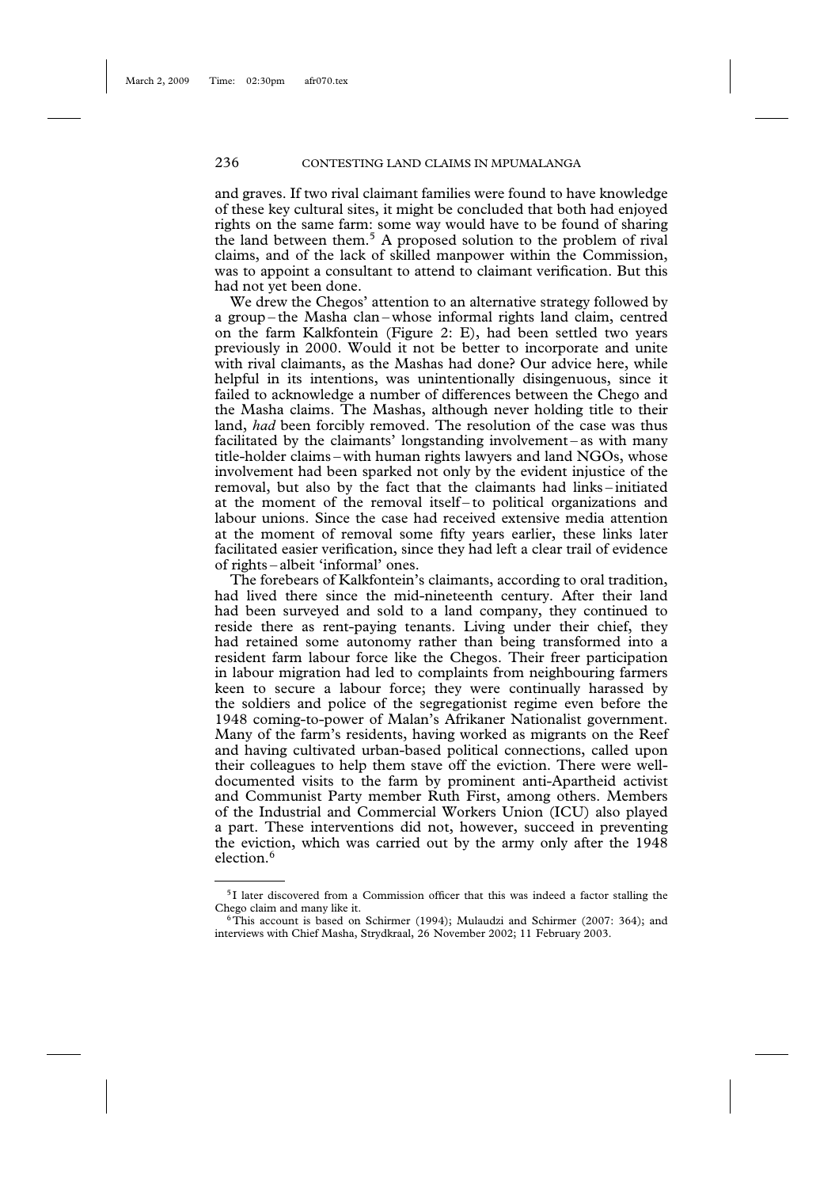and graves. If two rival claimant families were found to have knowledge of these key cultural sites, it might be concluded that both had enjoyed rights on the same farm: some way would have to be found of sharing the land between them.[5] A proposed solution to the problem of rival claims, and of the lack of skilled manpower within the Commission, was to appoint a consultant to attend to claimant verification. But this had not yet been done.

We drew the Chegos' attention to an alternative strategy followed by a group – the Masha clan – whose informal rights land claim, centred on the farm Kalkfontein (Figure 2: E), had been settled two years previously in 2000. Would it not be better to incorporate and unite with rival claimants, as the Mashas had done? Our advice here, while helpful in its intentions, was unintentionally disingenuous, since it failed to acknowledge a number of differences between the Chego and the Masha claims. The Mashas, although never holding title to their land, *had* been forcibly removed. The resolution of the case was thus facilitated by the claimants' longstanding involvement – as with many title-holder claims – with human rights lawyers and land NGOs, whose involvement had been sparked not only by the evident injustice of the removal, but also by the fact that the claimants had links – initiated at the moment of the removal itself – to political organizations and labour unions. Since the case had received extensive media attention at the moment of removal some fifty years earlier, these links later facilitated easier verification, since they had left a clear trail of evidence of rights – albeit 'informal' ones.

The forebears of Kalkfontein's claimants, according to oral tradition, had lived there since the mid-nineteenth century. After their land had been surveyed and sold to a land company, they continued to reside there as rent-paying tenants. Living under their chief, they had retained some autonomy rather than being transformed into a resident farm labour force like the Chegos. Their freer participation in labour migration had led to complaints from neighbouring farmers keen to secure a labour force; they were continually harassed by the soldiers and police of the segregationist regime even before the 1948 coming-to-power of Malan's Afrikaner Nationalist government. Many of the farm's residents, having worked as migrants on the Reef and having cultivated urban-based political connections, called upon their colleagues to help them stave off the eviction. There were well-documented visits to the farm by prominent anti-Apartheid activist and Communist Party member Ruth First, among others. Members of the Industrial and Commercial Workers Union (ICU) also played a part. These interventions did not, however, succeed in preventing the eviction, which was carried out by the army only after the 1948 election.[6]

---

[5] I later discovered from a Commission officer that this was indeed a factor stalling the Chego claim and many like it.

[6] This account is based on Schirmer (1994); Mulaudzi and Schirmer (2007: 364); and interviews with Chief Masha, Strydkraal, 26 November 2002; 11 February 2003.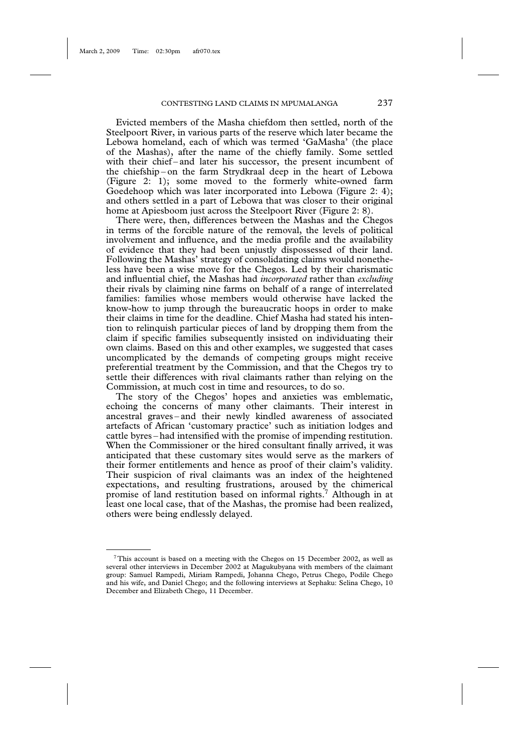Evicted members of the Masha chiefdom then settled, north of the Steelpoort River, in various parts of the reserve which later became the Lebowa homeland, each of which was termed 'GaMasha' (the place of the Mashas), after the name of the chiefly family. Some settled with their chief – and later his successor, the present incumbent of the chiefship – on the farm Strydkraal deep in the heart of Lebowa (Figure 2: 1); some moved to the formerly white-owned farm Goedehoop which was later incorporated into Lebowa (Figure 2: 4); and others settled in a part of Lebowa that was closer to their original home at Apiesboom just across the Steelpoort River (Figure 2: 8).

There were, then, differences between the Mashas and the Chegos in terms of the forcible nature of the removal, the levels of political involvement and influence, and the media profile and the availability of evidence that they had been unjustly dispossessed of their land. Following the Mashas' strategy of consolidating claims would nonetheless have been a wise move for the Chegos. Led by their charismatic and influential chief, the Mashas had *incorporated* rather than *excluding* their rivals by claiming nine farms on behalf of a range of interrelated families: families whose members would otherwise have lacked the know-how to jump through the bureaucratic hoops in order to make their claims in time for the deadline. Chief Masha had stated his intention to relinquish particular pieces of land by dropping them from the claim if specific families subsequently insisted on individuating their own claims. Based on this and other examples, we suggested that cases uncomplicated by the demands of competing groups might receive preferential treatment by the Commission, and that the Chegos try to settle their differences with rival claimants rather than relying on the Commission, at much cost in time and resources, to do so.

The story of the Chegos' hopes and anxieties was emblematic, echoing the concerns of many other claimants. Their interest in ancestral graves – and their newly kindled awareness of associated artefacts of African 'customary practice' such as initiation lodges and cattle byres – had intensified with the promise of impending restitution. When the Commissioner or the hired consultant finally arrived, it was anticipated that these customary sites would serve as the markers of their former entitlements and hence as proof of their claim's validity. Their suspicion of rival claimants was an index of the heightened expectations, and resulting frustrations, aroused by the chimerical promise of land restitution based on informal rights.[7] Although in at least one local case, that of the Mashas, the promise had been realized, others were being endlessly delayed.

---

[7] This account is based on a meeting with the Chegos on 15 December 2002, as well as several other interviews in December 2002 at Magukubyana with members of the claimant group: Samuel Rampedi, Miriam Rampedi, Johanna Chego, Petrus Chego, Podile Chego and his wife, and Daniel Chego; and the following interviews at Sephaku: Selina Chego, 10 December and Elizabeth Chego, 11 December.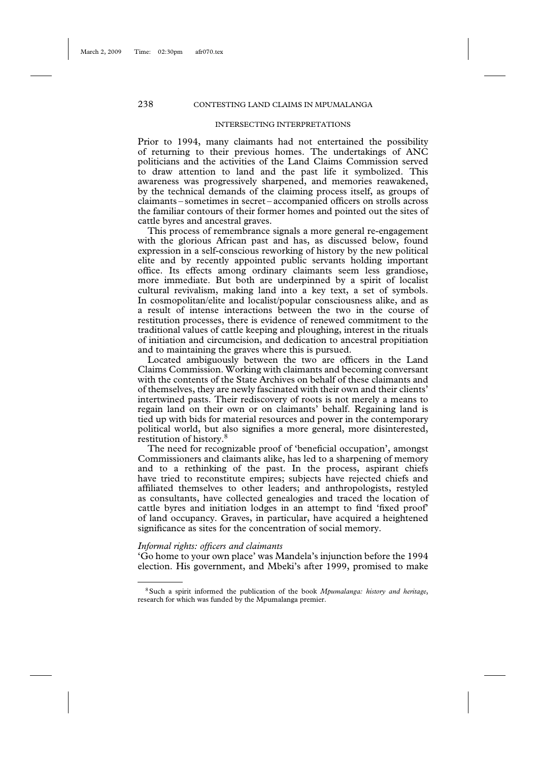## INTERSECTING INTERPRETATIONS

Prior to 1994, many claimants had not entertained the possibility of returning to their previous homes. The undertakings of ANC politicians and the activities of the Land Claims Commission served to draw attention to land and the past life it symbolized. This awareness was progressively sharpened, and memories reawakened, by the technical demands of the claiming process itself, as groups of claimants – sometimes in secret – accompanied officers on strolls across the familiar contours of their former homes and pointed out the sites of cattle byres and ancestral graves.

This process of remembrance signals a more general re-engagement with the glorious African past and has, as discussed below, found expression in a self-conscious reworking of history by the new political elite and by recently appointed public servants holding important office. Its effects among ordinary claimants seem less grandiose, more immediate. But both are underpinned by a spirit of localist cultural revivalism, making land into a key text, a set of symbols. In cosmopolitan/elite and localist/popular consciousness alike, and as a result of intense interactions between the two in the course of restitution processes, there is evidence of renewed commitment to the traditional values of cattle keeping and ploughing, interest in the rituals of initiation and circumcision, and dedication to ancestral propitiation and to maintaining the graves where this is pursued.

Located ambiguously between the two are officers in the Land Claims Commission. Working with claimants and becoming conversant with the contents of the State Archives on behalf of these claimants and of themselves, they are newly fascinated with their own and their clients' intertwined pasts. Their rediscovery of roots is not merely a means to regain land on their own or on claimants' behalf. Regaining land is tied up with bids for material resources and power in the contemporary political world, but also signifies a more general, more disinterested, restitution of history.[8]

The need for recognizable proof of 'beneficial occupation', amongst Commissioners and claimants alike, has led to a sharpening of memory and to a rethinking of the past. In the process, aspirant chiefs have tried to reconstitute empires; subjects have rejected chiefs and affiliated themselves to other leaders; and anthropologists, restyled as consultants, have collected genealogies and traced the location of cattle byres and initiation lodges in an attempt to find 'fixed proof' of land occupancy. Graves, in particular, have acquired a heightened significance as sites for the concentration of social memory.

### *Informal rights: officers and claimants*

'Go home to your own place' was Mandela's injunction before the 1994 election. His government, and Mbeki's after 1999, promised to make

---

[8] Such a spirit informed the publication of the book *Mpumalanga: history and heritage*, research for which was funded by the Mpumalanga premier.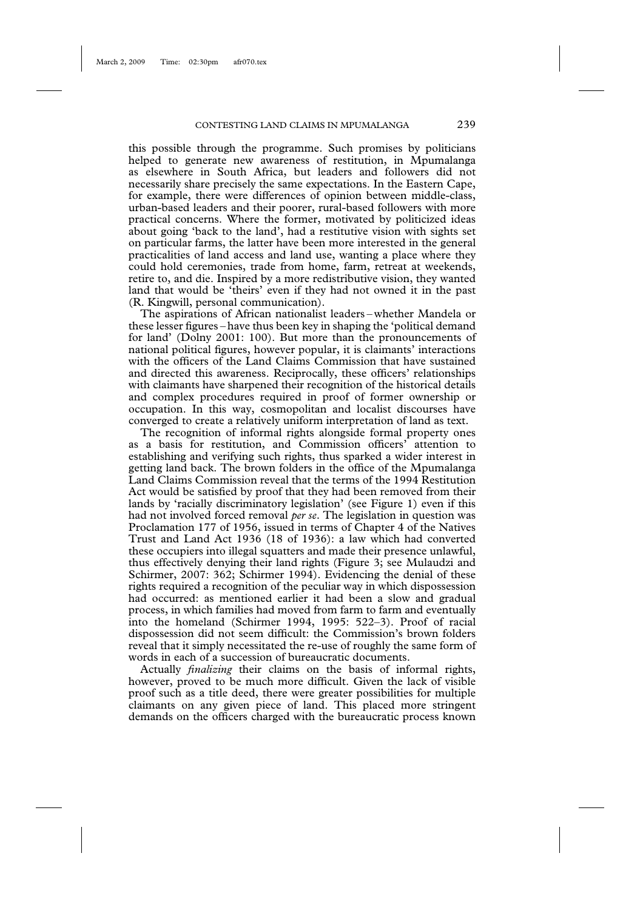this possible through the programme. Such promises by politicians helped to generate new awareness of restitution, in Mpumalanga as elsewhere in South Africa, but leaders and followers did not necessarily share precisely the same expectations. In the Eastern Cape, for example, there were differences of opinion between middle-class, urban-based leaders and their poorer, rural-based followers with more practical concerns. Where the former, motivated by politicized ideas about going 'back to the land', had a restitutive vision with sights set on particular farms, the latter have been more interested in the general practicalities of land access and land use, wanting a place where they could hold ceremonies, trade from home, farm, retreat at weekends, retire to, and die. Inspired by a more redistributive vision, they wanted land that would be 'theirs' even if they had not owned it in the past (R. Kingwill, personal communication).

The aspirations of African nationalist leaders – whether Mandela or these lesser figures – have thus been key in shaping the 'political demand for land' (Dolny 2001: 100). But more than the pronouncements of national political figures, however popular, it is claimants' interactions with the officers of the Land Claims Commission that have sustained and directed this awareness. Reciprocally, these officers' relationships with claimants have sharpened their recognition of the historical details and complex procedures required in proof of former ownership or occupation. In this way, cosmopolitan and localist discourses have converged to create a relatively uniform interpretation of land as text.

The recognition of informal rights alongside formal property ones as a basis for restitution, and Commission officers' attention to establishing and verifying such rights, thus sparked a wider interest in getting land back. The brown folders in the office of the Mpumalanga Land Claims Commission reveal that the terms of the 1994 Restitution Act would be satisfied by proof that they had been removed from their lands by 'racially discriminatory legislation' (see Figure 1) even if this had not involved forced removal *per se*. The legislation in question was Proclamation 177 of 1956, issued in terms of Chapter 4 of the Natives Trust and Land Act 1936 (18 of 1936): a law which had converted these occupiers into illegal squatters and made their presence unlawful, thus effectively denying their land rights (Figure 3; see Mulaudzi and Schirmer, 2007: 362; Schirmer 1994). Evidencing the denial of these rights required a recognition of the peculiar way in which dispossession had occurred: as mentioned earlier it had been a slow and gradual process, in which families had moved from farm to farm and eventually into the homeland (Schirmer 1994, 1995: 522–3). Proof of racial dispossession did not seem difficult: the Commission's brown folders reveal that it simply necessitated the re-use of roughly the same form of words in each of a succession of bureaucratic documents.

Actually *finalizing* their claims on the basis of informal rights, however, proved to be much more difficult. Given the lack of visible proof such as a title deed, there were greater possibilities for multiple claimants on any given piece of land. This placed more stringent demands on the officers charged with the bureaucratic process known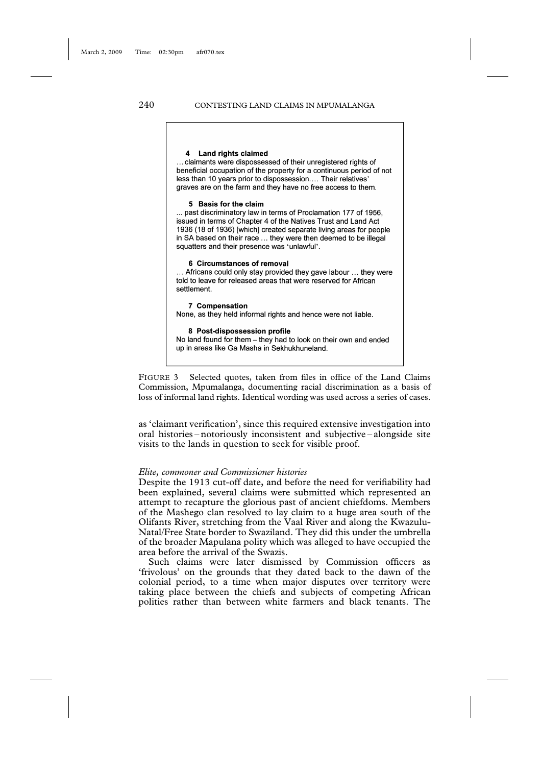**4 Land rights claimed**

… claimants were dispossessed of their unregistered rights of beneficial occupation of the property for a continuous period of not less than 10 years prior to dispossession…. Their relatives' graves are on the farm and they have no free access to them.

**5 Basis for the claim**

... past discriminatory law in terms of Proclamation 177 of 1956, issued in terms of Chapter 4 of the Natives Trust and Land Act 1936 (18 of 1936) [which] created separate living areas for people in SA based on their race … they were then deemed to be illegal squatters and their presence was 'unlawful'.

**6 Circumstances of removal**

… Africans could only stay provided they gave labour … they were told to leave for released areas that were reserved for African settlement.

**7 Compensation**

None, as they held informal rights and hence were not liable.

**8 Post-dispossession profile**

No land found for them – they had to look on their own and ended up in areas like Ga Masha in Sekhukhuneland.

FIGURE 3 Selected quotes, taken from files in office of the Land Claims Commission, Mpumalanga, documenting racial discrimination as a basis of loss of informal land rights. Identical wording was used across a series of cases.

as 'claimant verification', since this required extensive investigation into oral histories – notoriously inconsistent and subjective – alongside site visits to the lands in question to seek for visible proof.

*Elite, commoner and Commissioner histories*

Despite the 1913 cut-off date, and before the need for verifiability had been explained, several claims were submitted which represented an attempt to recapture the glorious past of ancient chiefdoms. Members of the Mashego clan resolved to lay claim to a huge area south of the Olifants River, stretching from the Vaal River and along the Kwazulu-Natal/Free State border to Swaziland. They did this under the umbrella of the broader Mapulana polity which was alleged to have occupied the area before the arrival of the Swazis.

Such claims were later dismissed by Commission officers as 'frivolous' on the grounds that they dated back to the dawn of the colonial period, to a time when major disputes over territory were taking place between the chiefs and subjects of competing African polities rather than between white farmers and black tenants. The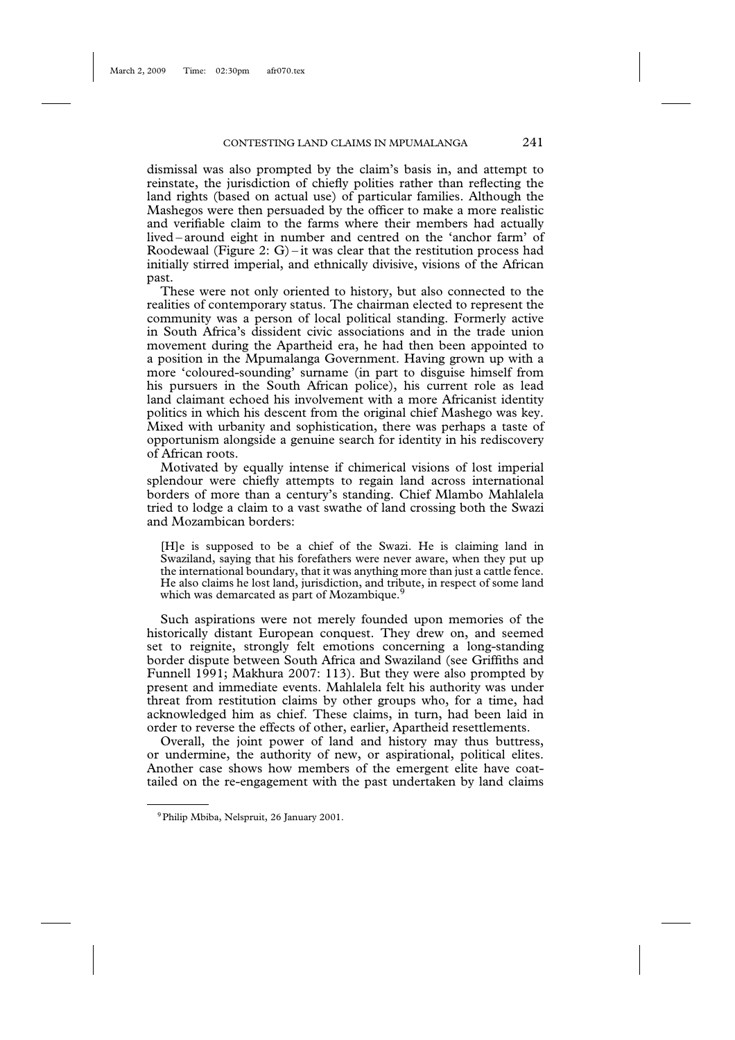dismissal was also prompted by the claim's basis in, and attempt to reinstate, the jurisdiction of chiefly polities rather than reflecting the land rights (based on actual use) of particular families. Although the Mashegos were then persuaded by the officer to make a more realistic and verifiable claim to the farms where their members had actually lived – around eight in number and centred on the 'anchor farm' of Roodewaal (Figure 2: G) – it was clear that the restitution process had initially stirred imperial, and ethnically divisive, visions of the African past.

These were not only oriented to history, but also connected to the realities of contemporary status. The chairman elected to represent the community was a person of local political standing. Formerly active in South Africa's dissident civic associations and in the trade union movement during the Apartheid era, he had then been appointed to a position in the Mpumalanga Government. Having grown up with a more 'coloured-sounding' surname (in part to disguise himself from his pursuers in the South African police), his current role as lead land claimant echoed his involvement with a more Africanist identity politics in which his descent from the original chief Mashego was key. Mixed with urbanity and sophistication, there was perhaps a taste of opportunism alongside a genuine search for identity in his rediscovery of African roots.

Motivated by equally intense if chimerical visions of lost imperial splendour were chiefly attempts to regain land across international borders of more than a century's standing. Chief Mlambo Mahlalela tried to lodge a claim to a vast swathe of land crossing both the Swazi and Mozambican borders:

> [H]e is supposed to be a chief of the Swazi. He is claiming land in Swaziland, saying that his forefathers were never aware, when they put up the international boundary, that it was anything more than just a cattle fence. He also claims he lost land, jurisdiction, and tribute, in respect of some land which was demarcated as part of Mozambique.[9]

Such aspirations were not merely founded upon memories of the historically distant European conquest. They drew on, and seemed set to reignite, strongly felt emotions concerning a long-standing border dispute between South Africa and Swaziland (see Griffiths and Funnell 1991; Makhura 2007: 113). But they were also prompted by present and immediate events. Mahlalela felt his authority was under threat from restitution claims by other groups who, for a time, had acknowledged him as chief. These claims, in turn, had been laid in order to reverse the effects of other, earlier, Apartheid resettlements.

Overall, the joint power of land and history may thus buttress, or undermine, the authority of new, or aspirational, political elites. Another case shows how members of the emergent elite have coat-tailed on the re-engagement with the past undertaken by land claims

[9] Philip Mbiba, Nelspruit, 26 January 2001.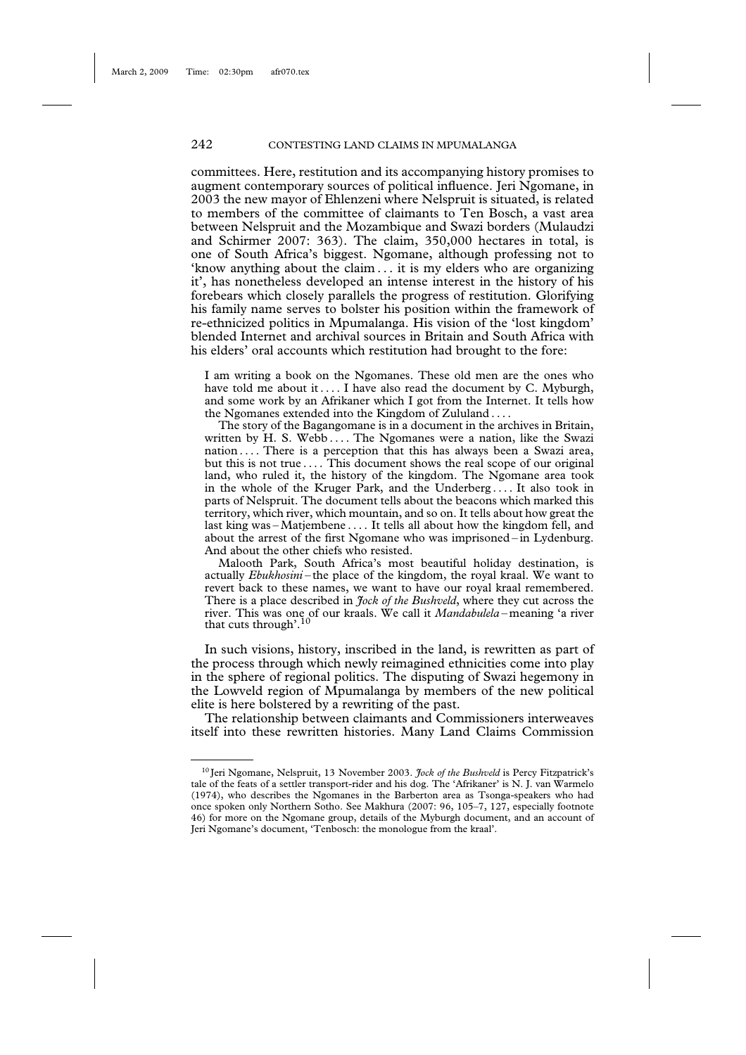committees. Here, restitution and its accompanying history promises to augment contemporary sources of political influence. Jeri Ngomane, in 2003 the new mayor of Ehlenzeni where Nelspruit is situated, is related to members of the committee of claimants to Ten Bosch, a vast area between Nelspruit and the Mozambique and Swazi borders (Mulaudzi and Schirmer 2007: 363). The claim, 350,000 hectares in total, is one of South Africa's biggest. Ngomane, although professing not to 'know anything about the claim . . . it is my elders who are organizing it', has nonetheless developed an intense interest in the history of his forebears which closely parallels the progress of restitution. Glorifying his family name serves to bolster his position within the framework of re-ethnicized politics in Mpumalanga. His vision of the 'lost kingdom' blended Internet and archival sources in Britain and South Africa with his elders' oral accounts which restitution had brought to the fore:

> I am writing a book on the Ngomanes. These old men are the ones who have told me about it . . . . I have also read the document by C. Myburgh, and some work by an Afrikaner which I got from the Internet. It tells how the Ngomanes extended into the Kingdom of Zululand . . . .
>
> The story of the Bagangomane is in a document in the archives in Britain, written by H. S. Webb . . . . The Ngomanes were a nation, like the Swazi nation . . . . There is a perception that this has always been a Swazi area, but this is not true . . . . This document shows the real scope of our original land, who ruled it, the history of the kingdom. The Ngomane area took in the whole of the Kruger Park, and the Underberg . . . . It also took in parts of Nelspruit. The document tells about the beacons which marked this territory, which river, which mountain, and so on. It tells about how great the last king was – Matjembene . . . . It tells all about how the kingdom fell, and about the arrest of the first Ngomane who was imprisoned – in Lydenburg. And about the other chiefs who resisted.
>
> Malooth Park, South Africa's most beautiful holiday destination, is actually *Ebukhosini* – the place of the kingdom, the royal kraal. We want to revert back to these names, we want to have our royal kraal remembered. There is a place described in *Jock of the Bushveld*, where they cut across the river. This was one of our kraals. We call it *Mandabulela* – meaning 'a river that cuts through'.[10]

In such visions, history, inscribed in the land, is rewritten as part of the process through which newly reimagined ethnicities come into play in the sphere of regional politics. The disputing of Swazi hegemony in the Lowveld region of Mpumalanga by members of the new political elite is here bolstered by a rewriting of the past.

The relationship between claimants and Commissioners interweaves itself into these rewritten histories. Many Land Claims Commission

---

[10] Jeri Ngomane, Nelspruit, 13 November 2003. *Jock of the Bushveld* is Percy Fitzpatrick's tale of the feats of a settler transport-rider and his dog. The 'Afrikaner' is N. J. van Warmelo (1974), who describes the Ngomanes in the Barberton area as Tsonga-speakers who had once spoken only Northern Sotho. See Makhura (2007: 96, 105–7, 127, especially footnote 46) for more on the Ngomane group, details of the Myburgh document, and an account of Jeri Ngomane's document, 'Tenbosch: the monologue from the kraal'.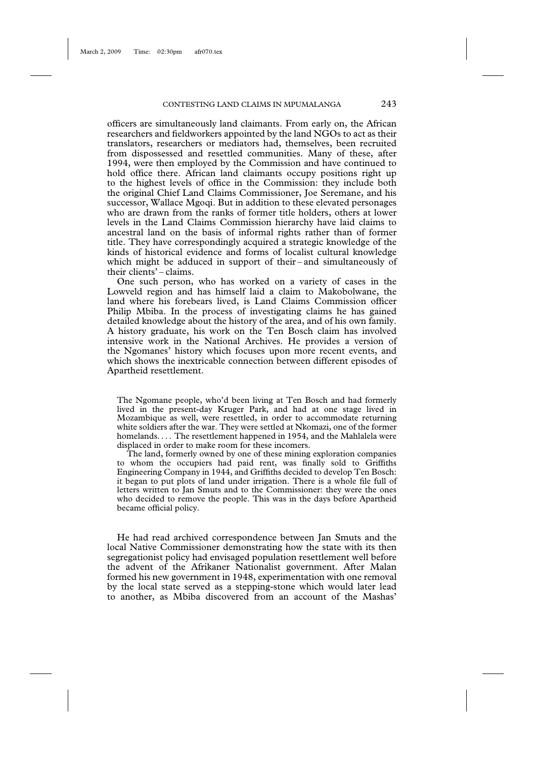officers are simultaneously land claimants. From early on, the African researchers and fieldworkers appointed by the land NGOs to act as their translators, researchers or mediators had, themselves, been recruited from dispossessed and resettled communities. Many of these, after 1994, were then employed by the Commission and have continued to hold office there. African land claimants occupy positions right up to the highest levels of office in the Commission: they include both the original Chief Land Claims Commissioner, Joe Seremane, and his successor, Wallace Mgoqi. But in addition to these elevated personages who are drawn from the ranks of former title holders, others at lower levels in the Land Claims Commission hierarchy have laid claims to ancestral land on the basis of informal rights rather than of former title. They have correspondingly acquired a strategic knowledge of the kinds of historical evidence and forms of localist cultural knowledge which might be adduced in support of their – and simultaneously of their clients' – claims.

One such person, who has worked on a variety of cases in the Lowveld region and has himself laid a claim to Makobolwane, the land where his forebears lived, is Land Claims Commission officer Philip Mbiba. In the process of investigating claims he has gained detailed knowledge about the history of the area, and of his own family. A history graduate, his work on the Ten Bosch claim has involved intensive work in the National Archives. He provides a version of the Ngomanes' history which focuses upon more recent events, and which shows the inextricable connection between different episodes of Apartheid resettlement.

> The Ngomane people, who'd been living at Ten Bosch and had formerly lived in the present-day Kruger Park, and had at one stage lived in Mozambique as well, were resettled, in order to accommodate returning white soldiers after the war. They were settled at Nkomazi, one of the former homelands. . . . The resettlement happened in 1954, and the Mahlalela were displaced in order to make room for these incomers.
>
> The land, formerly owned by one of these mining exploration companies to whom the occupiers had paid rent, was finally sold to Griffiths Engineering Company in 1944, and Griffiths decided to develop Ten Bosch: it began to put plots of land under irrigation. There is a whole file full of letters written to Jan Smuts and to the Commissioner: they were the ones who decided to remove the people. This was in the days before Apartheid became official policy.

He had read archived correspondence between Jan Smuts and the local Native Commissioner demonstrating how the state with its then segregationist policy had envisaged population resettlement well before the advent of the Afrikaner Nationalist government. After Malan formed his new government in 1948, experimentation with one removal by the local state served as a stepping-stone which would later lead to another, as Mbiba discovered from an account of the Mashas'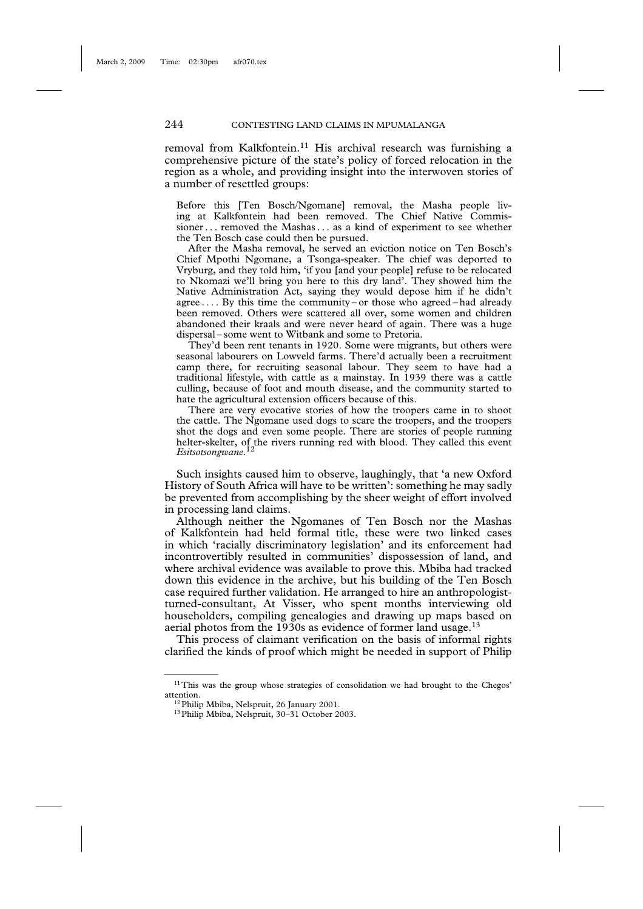removal from Kalkfontein.[11] His archival research was furnishing a comprehensive picture of the state's policy of forced relocation in the region as a whole, and providing insight into the interwoven stories of a number of resettled groups:

> Before this [Ten Bosch/Ngomane] removal, the Masha people living at Kalkfontein had been removed. The Chief Native Commissioner . . . removed the Mashas . . . as a kind of experiment to see whether the Ten Bosch case could then be pursued.
>
> After the Masha removal, he served an eviction notice on Ten Bosch's Chief Mpothi Ngomane, a Tsonga-speaker. The chief was deported to Vryburg, and they told him, 'if you [and your people] refuse to be relocated to Nkomazi we'll bring you here to this dry land'. They showed him the Native Administration Act, saying they would depose him if he didn't agree . . . . By this time the community – or those who agreed – had already been removed. Others were scattered all over, some women and children abandoned their kraals and were never heard of again. There was a huge dispersal – some went to Witbank and some to Pretoria.
>
> They'd been rent tenants in 1920. Some were migrants, but others were seasonal labourers on Lowveld farms. There'd actually been a recruitment camp there, for recruiting seasonal labour. They seem to have had a traditional lifestyle, with cattle as a mainstay. In 1939 there was a cattle culling, because of foot and mouth disease, and the community started to hate the agricultural extension officers because of this.
>
> There are very evocative stories of how the troopers came in to shoot the cattle. The Ngomane used dogs to scare the troopers, and the troopers shot the dogs and even some people. There are stories of people running helter-skelter, of the rivers running red with blood. They called this event *Esitsotsongwane*.[12]

Such insights caused him to observe, laughingly, that 'a new Oxford History of South Africa will have to be written': something he may sadly be prevented from accomplishing by the sheer weight of effort involved in processing land claims.

Although neither the Ngomanes of Ten Bosch nor the Mashas of Kalkfontein had held formal title, these were two linked cases in which 'racially discriminatory legislation' and its enforcement had incontrovertibly resulted in communities' dispossession of land, and where archival evidence was available to prove this. Mbiba had tracked down this evidence in the archive, but his building of the Ten Bosch case required further validation. He arranged to hire an anthropologist-turned-consultant, At Visser, who spent months interviewing old householders, compiling genealogies and drawing up maps based on aerial photos from the 1930s as evidence of former land usage.[13]

This process of claimant verification on the basis of informal rights clarified the kinds of proof which might be needed in support of Philip

---

[11] This was the group whose strategies of consolidation we had brought to the Chegos' attention.

[12] Philip Mbiba, Nelspruit, 26 January 2001.

[13] Philip Mbiba, Nelspruit, 30–31 October 2003.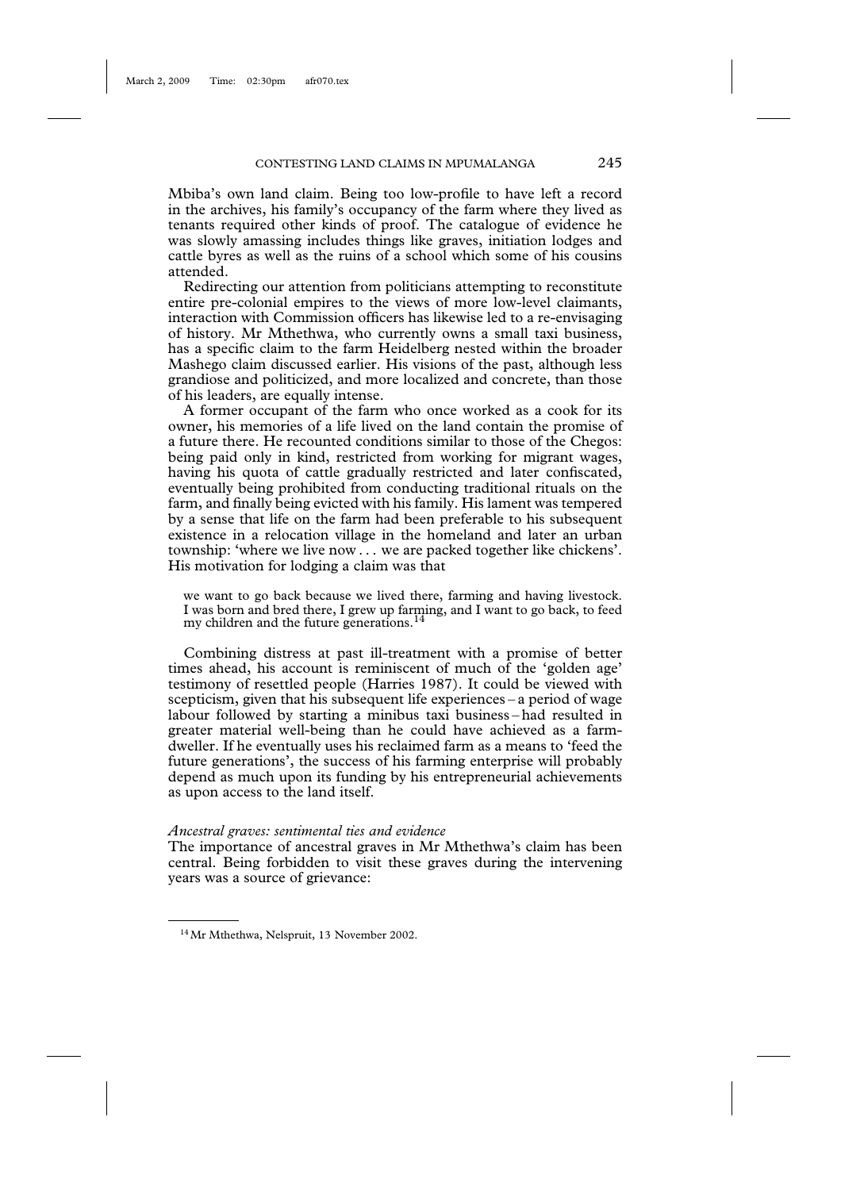Mbiba's own land claim. Being too low-profile to have left a record in the archives, his family's occupancy of the farm where they lived as tenants required other kinds of proof. The catalogue of evidence he was slowly amassing includes things like graves, initiation lodges and cattle byres as well as the ruins of a school which some of his cousins attended.

Redirecting our attention from politicians attempting to reconstitute entire pre-colonial empires to the views of more low-level claimants, interaction with Commission officers has likewise led to a re-envisaging of history. Mr Mthethwa, who currently owns a small taxi business, has a specific claim to the farm Heidelberg nested within the broader Mashego claim discussed earlier. His visions of the past, although less grandiose and politicized, and more localized and concrete, than those of his leaders, are equally intense.

A former occupant of the farm who once worked as a cook for its owner, his memories of a life lived on the land contain the promise of a future there. He recounted conditions similar to those of the Chegos: being paid only in kind, restricted from working for migrant wages, having his quota of cattle gradually restricted and later confiscated, eventually being prohibited from conducting traditional rituals on the farm, and finally being evicted with his family. His lament was tempered by a sense that life on the farm had been preferable to his subsequent existence in a relocation village in the homeland and later an urban township: 'where we live now . . . we are packed together like chickens'. His motivation for lodging a claim was that

> we want to go back because we lived there, farming and having livestock. I was born and bred there, I grew up farming, and I want to go back, to feed my children and the future generations.[14]

Combining distress at past ill-treatment with a promise of better times ahead, his account is reminiscent of much of the 'golden age' testimony of resettled people (Harries 1987). It could be viewed with scepticism, given that his subsequent life experiences – a period of wage labour followed by starting a minibus taxi business – had resulted in greater material well-being than he could have achieved as a farm-dweller. If he eventually uses his reclaimed farm as a means to 'feed the future generations', the success of his farming enterprise will probably depend as much upon its funding by his entrepreneurial achievements as upon access to the land itself.

*Ancestral graves: sentimental ties and evidence*

The importance of ancestral graves in Mr Mthethwa's claim has been central. Being forbidden to visit these graves during the intervening years was a source of grievance:

[14] Mr Mthethwa, Nelspruit, 13 November 2002.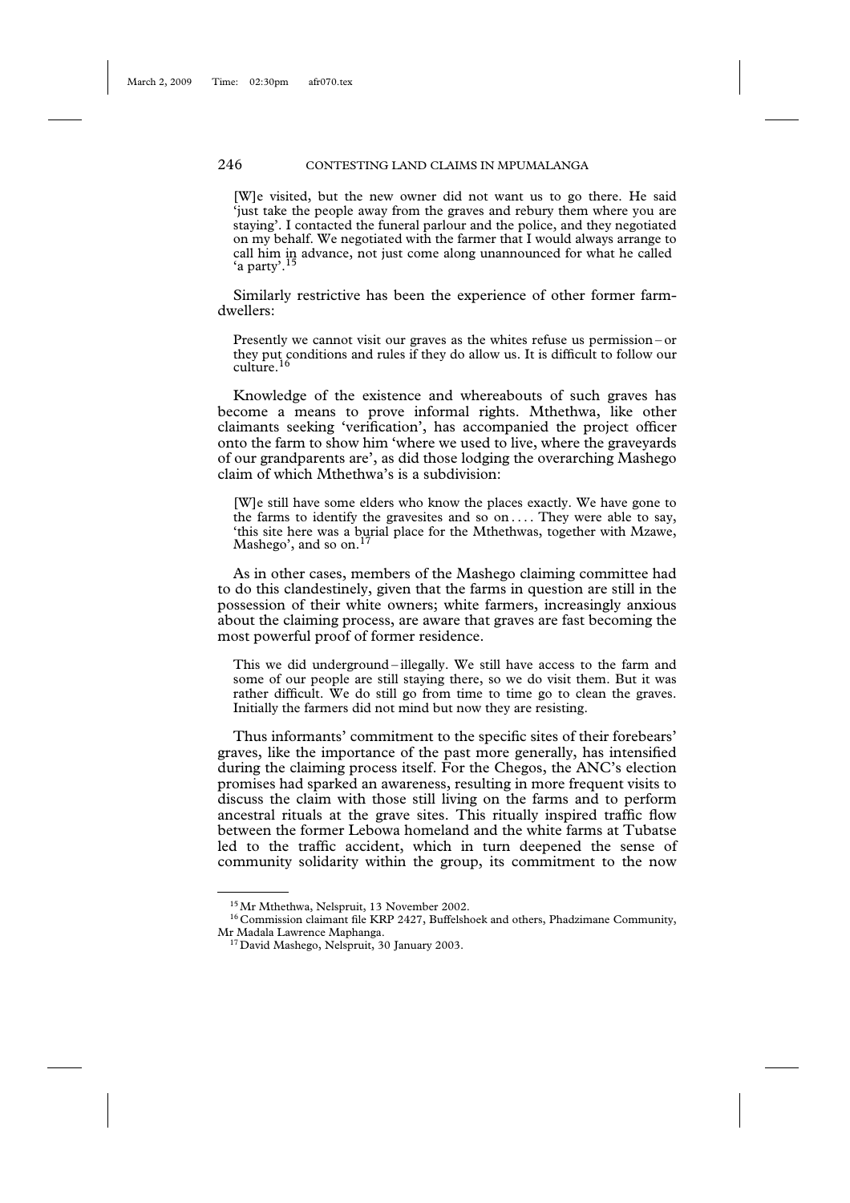> [W]e visited, but the new owner did not want us to go there. He said 'just take the people away from the graves and rebury them where you are staying'. I contacted the funeral parlour and the police, and they negotiated on my behalf. We negotiated with the farmer that I would always arrange to call him in advance, not just come along unannounced for what he called 'a party'.[15]

Similarly restrictive has been the experience of other former farm-dwellers:

> Presently we cannot visit our graves as the whites refuse us permission – or they put conditions and rules if they do allow us. It is difficult to follow our culture.[16]

Knowledge of the existence and whereabouts of such graves has become a means to prove informal rights. Mthethwa, like other claimants seeking 'verification', has accompanied the project officer onto the farm to show him 'where we used to live, where the graveyards of our grandparents are', as did those lodging the overarching Mashego claim of which Mthethwa's is a subdivision:

> [W]e still have some elders who know the places exactly. We have gone to the farms to identify the gravesites and so on .... They were able to say, 'this site here was a burial place for the Mthethwas, together with Mzawe, Mashego', and so on.[17]

As in other cases, members of the Mashego claiming committee had to do this clandestinely, given that the farms in question are still in the possession of their white owners; white farmers, increasingly anxious about the claiming process, are aware that graves are fast becoming the most powerful proof of former residence.

> This we did underground – illegally. We still have access to the farm and some of our people are still staying there, so we do visit them. But it was rather difficult. We do still go from time to time go to clean the graves. Initially the farmers did not mind but now they are resisting.

Thus informants' commitment to the specific sites of their forebears' graves, like the importance of the past more generally, has intensified during the claiming process itself. For the Chegos, the ANC's election promises had sparked an awareness, resulting in more frequent visits to discuss the claim with those still living on the farms and to perform ancestral rituals at the grave sites. This ritually inspired traffic flow between the former Lebowa homeland and the white farms at Tubatse led to the traffic accident, which in turn deepened the sense of community solidarity within the group, its commitment to the now

---

[15] Mr Mthethwa, Nelspruit, 13 November 2002.

[16] Commission claimant file KRP 2427, Buffelshoek and others, Phadzimane Community, Mr Madala Lawrence Maphanga.

[17] David Mashego, Nelspruit, 30 January 2003.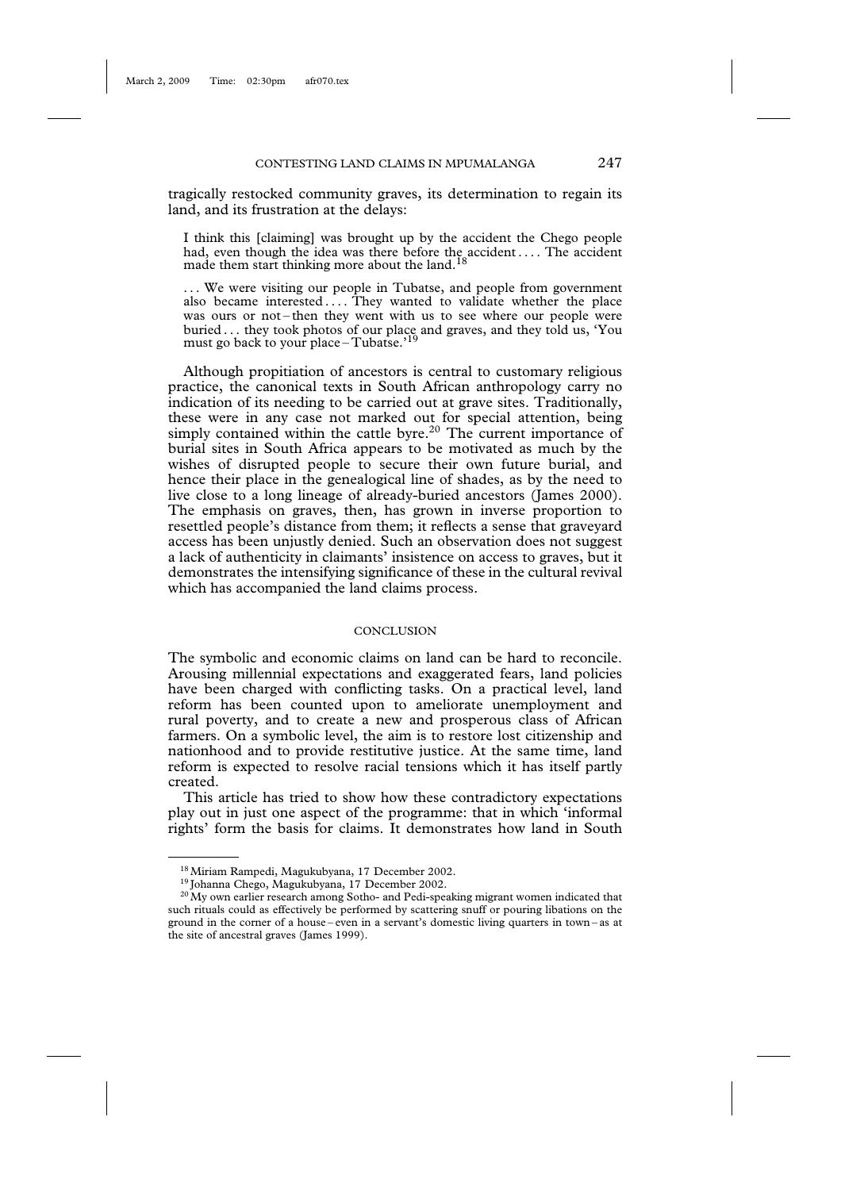tragically restocked community graves, its determination to regain its land, and its frustration at the delays:

> I think this [claiming] was brought up by the accident the Chego people had, even though the idea was there before the accident . . . . The accident made them start thinking more about the land.[18]

> . . . We were visiting our people in Tubatse, and people from government also became interested . . . . They wanted to validate whether the place was ours or not – then they went with us to see where our people were buried . . . they took photos of our place and graves, and they told us, 'You must go back to your place – Tubatse.'[19]

Although propitiation of ancestors is central to customary religious practice, the canonical texts in South African anthropology carry no indication of its needing to be carried out at grave sites. Traditionally, these were in any case not marked out for special attention, being simply contained within the cattle byre.[20] The current importance of burial sites in South Africa appears to be motivated as much by the wishes of disrupted people to secure their own future burial, and hence their place in the genealogical line of shades, as by the need to live close to a long lineage of already-buried ancestors (James 2000). The emphasis on graves, then, has grown in inverse proportion to resettled people's distance from them; it reflects a sense that graveyard access has been unjustly denied. Such an observation does not suggest a lack of authenticity in claimants' insistence on access to graves, but it demonstrates the intensifying significance of these in the cultural revival which has accompanied the land claims process.

## CONCLUSION

The symbolic and economic claims on land can be hard to reconcile. Arousing millennial expectations and exaggerated fears, land policies have been charged with conflicting tasks. On a practical level, land reform has been counted upon to ameliorate unemployment and rural poverty, and to create a new and prosperous class of African farmers. On a symbolic level, the aim is to restore lost citizenship and nationhood and to provide restitutive justice. At the same time, land reform is expected to resolve racial tensions which it has itself partly created.

This article has tried to show how these contradictory expectations play out in just one aspect of the programme: that in which 'informal rights' form the basis for claims. It demonstrates how land in South

---

[18] Miriam Rampedi, Magukubyana, 17 December 2002.

[19] Johanna Chego, Magukubyana, 17 December 2002.

[20] My own earlier research among Sotho- and Pedi-speaking migrant women indicated that such rituals could as effectively be performed by scattering snuff or pouring libations on the ground in the corner of a house – even in a servant's domestic living quarters in town – as at the site of ancestral graves (James 1999).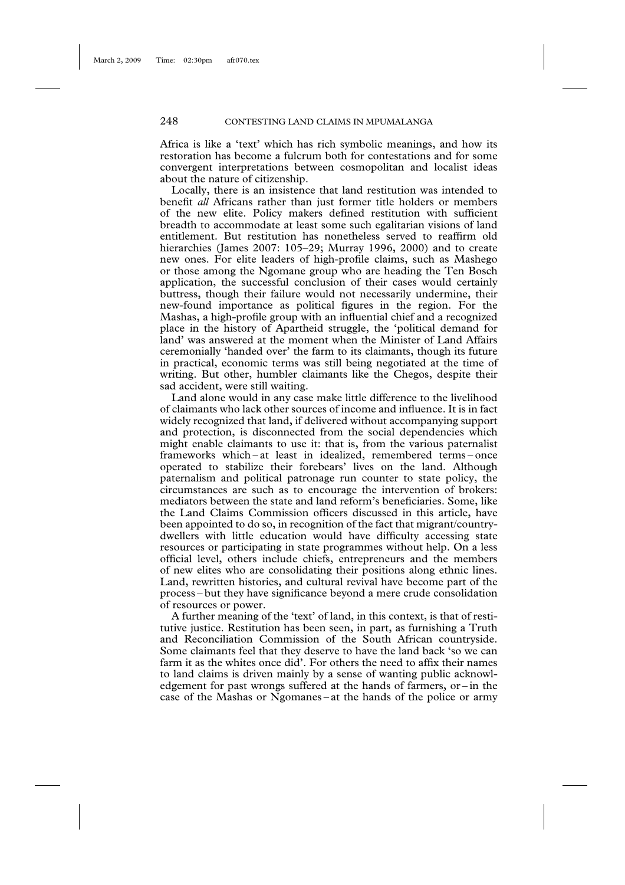Africa is like a 'text' which has rich symbolic meanings, and how its restoration has become a fulcrum both for contestations and for some convergent interpretations between cosmopolitan and localist ideas about the nature of citizenship.

Locally, there is an insistence that land restitution was intended to benefit *all* Africans rather than just former title holders or members of the new elite. Policy makers defined restitution with sufficient breadth to accommodate at least some such egalitarian visions of land entitlement. But restitution has nonetheless served to reaffirm old hierarchies (James 2007: 105–29; Murray 1996, 2000) and to create new ones. For elite leaders of high-profile claims, such as Mashego or those among the Ngomane group who are heading the Ten Bosch application, the successful conclusion of their cases would certainly buttress, though their failure would not necessarily undermine, their new-found importance as political figures in the region. For the Mashas, a high-profile group with an influential chief and a recognized place in the history of Apartheid struggle, the 'political demand for land' was answered at the moment when the Minister of Land Affairs ceremonially 'handed over' the farm to its claimants, though its future in practical, economic terms was still being negotiated at the time of writing. But other, humbler claimants like the Chegos, despite their sad accident, were still waiting.

Land alone would in any case make little difference to the livelihood of claimants who lack other sources of income and influence. It is in fact widely recognized that land, if delivered without accompanying support and protection, is disconnected from the social dependencies which might enable claimants to use it: that is, from the various paternalist frameworks which – at least in idealized, remembered terms – once operated to stabilize their forebears' lives on the land. Although paternalism and political patronage run counter to state policy, the circumstances are such as to encourage the intervention of brokers: mediators between the state and land reform's beneficiaries. Some, like the Land Claims Commission officers discussed in this article, have been appointed to do so, in recognition of the fact that migrant/country-dwellers with little education would have difficulty accessing state resources or participating in state programmes without help. On a less official level, others include chiefs, entrepreneurs and the members of new elites who are consolidating their positions along ethnic lines. Land, rewritten histories, and cultural revival have become part of the process – but they have significance beyond a mere crude consolidation of resources or power.

A further meaning of the 'text' of land, in this context, is that of restitutive justice. Restitution has been seen, in part, as furnishing a Truth and Reconciliation Commission of the South African countryside. Some claimants feel that they deserve to have the land back 'so we can farm it as the whites once did'. For others the need to affix their names to land claims is driven mainly by a sense of wanting public acknowledgement for past wrongs suffered at the hands of farmers, or – in the case of the Mashas or Ngomanes – at the hands of the police or army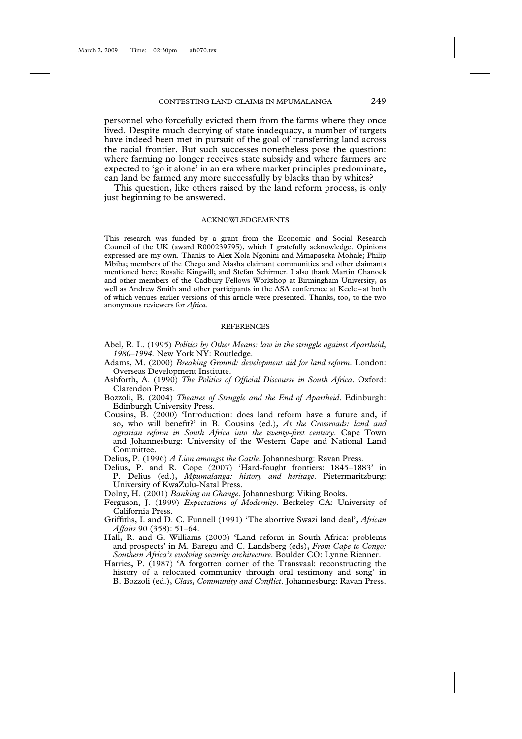personnel who forcefully evicted them from the farms where they once lived. Despite much decrying of state inadequacy, a number of targets have indeed been met in pursuit of the goal of transferring land across the racial frontier. But such successes nonetheless pose the question: where farming no longer receives state subsidy and where farmers are expected to 'go it alone' in an era where market principles predominate, can land be farmed any more successfully by blacks than by whites?

This question, like others raised by the land reform process, is only just beginning to be answered.

## ACKNOWLEDGEMENTS

This research was funded by a grant from the Economic and Social Research Council of the UK (award R000239795), which I gratefully acknowledge. Opinions expressed are my own. Thanks to Alex Xola Ngonini and Mmapaseka Mohale; Philip Mbiba; members of the Chego and Masha claimant communities and other claimants mentioned here; Rosalie Kingwill; and Stefan Schirmer. I also thank Martin Chanock and other members of the Cadbury Fellows Workshop at Birmingham University, as well as Andrew Smith and other participants in the ASA conference at Keele – at both of which venues earlier versions of this article were presented. Thanks, too, to the two anonymous reviewers for *Africa*.

## REFERENCES

Abel, R. L. (1995) *Politics by Other Means: law in the struggle against Apartheid, 1980–1994*. New York NY: Routledge.

Adams, M. (2000) *Breaking Ground: development aid for land reform*. London: Overseas Development Institute.

Ashforth, A. (1990) *The Politics of Official Discourse in South Africa*. Oxford: Clarendon Press.

Bozzoli, B. (2004) *Theatres of Struggle and the End of Apartheid*. Edinburgh: Edinburgh University Press.

Cousins, B. (2000) 'Introduction: does land reform have a future and, if so, who will benefit?' in B. Cousins (ed.), *At the Crossroads: land and agrarian reform in South Africa into the twenty-first century*. Cape Town and Johannesburg: University of the Western Cape and National Land Committee.

Delius, P. (1996) *A Lion amongst the Cattle*. Johannesburg: Ravan Press.

Delius, P. and R. Cope (2007) 'Hard-fought frontiers: 1845–1883' in P. Delius (ed.), *Mpumalanga: history and heritage*. Pietermaritzburg: University of KwaZulu-Natal Press.

Dolny, H. (2001) *Banking on Change*. Johannesburg: Viking Books.

Ferguson, J. (1999) *Expectations of Modernity*. Berkeley CA: University of California Press.

Griffiths, I. and D. C. Funnell (1991) 'The abortive Swazi land deal', *African Affairs* 90 (358): 51–64.

Hall, R. and G. Williams (2003) 'Land reform in South Africa: problems and prospects' in M. Baregu and C. Landsberg (eds), *From Cape to Congo: Southern Africa's evolving security architecture*. Boulder CO: Lynne Rienner.

Harries, P. (1987) 'A forgotten corner of the Transvaal: reconstructing the history of a relocated community through oral testimony and song' in B. Bozzoli (ed.), *Class, Community and Conflict*. Johannesburg: Ravan Press.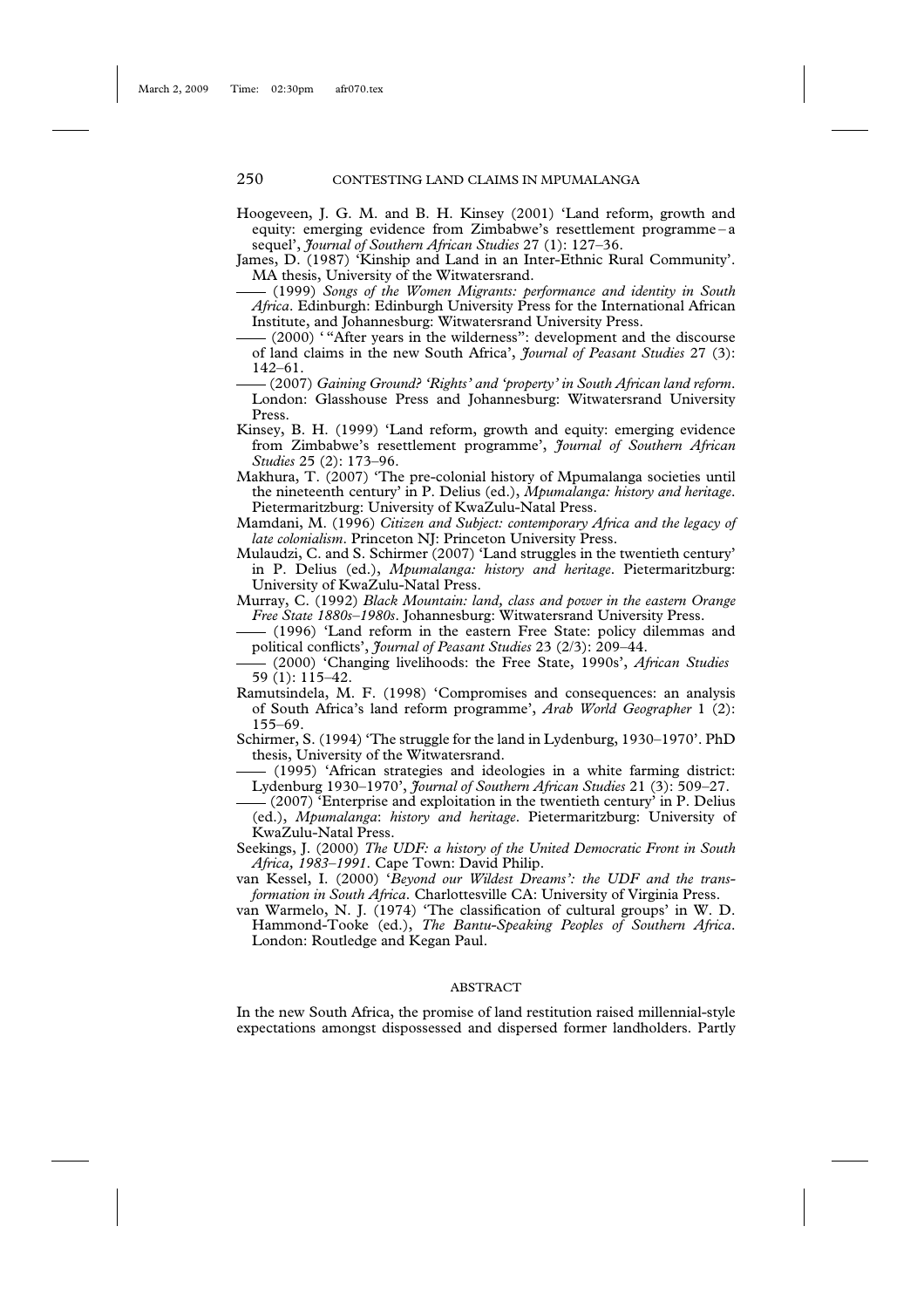Hoogeveen, J. G. M. and B. H. Kinsey (2001) 'Land reform, growth and equity: emerging evidence from Zimbabwe's resettlement programme – a sequel', *Journal of Southern African Studies* 27 (1): 127–36.

James, D. (1987) 'Kinship and Land in an Inter-Ethnic Rural Community'. MA thesis, University of the Witwatersrand.

—— (1999) *Songs of the Women Migrants: performance and identity in South Africa*. Edinburgh: Edinburgh University Press for the International African Institute, and Johannesburg: Witwatersrand University Press.

—— (2000) ' "After years in the wilderness": development and the discourse of land claims in the new South Africa', *Journal of Peasant Studies* 27 (3): 142–61.

—— (2007) *Gaining Ground? 'Rights' and 'property' in South African land reform*. London: Glasshouse Press and Johannesburg: Witwatersrand University Press.

Kinsey, B. H. (1999) 'Land reform, growth and equity: emerging evidence from Zimbabwe's resettlement programme', *Journal of Southern African Studies* 25 (2): 173–96.

Makhura, T. (2007) 'The pre-colonial history of Mpumalanga societies until the nineteenth century' in P. Delius (ed.), *Mpumalanga: history and heritage*. Pietermaritzburg: University of KwaZulu-Natal Press.

Mamdani, M. (1996) *Citizen and Subject: contemporary Africa and the legacy of late colonialism*. Princeton NJ: Princeton University Press.

Mulaudzi, C. and S. Schirmer (2007) 'Land struggles in the twentieth century' in P. Delius (ed.), *Mpumalanga: history and heritage*. Pietermaritzburg: University of KwaZulu-Natal Press.

Murray, C. (1992) *Black Mountain: land, class and power in the eastern Orange Free State 1880s–1980s*. Johannesburg: Witwatersrand University Press.

—— (1996) 'Land reform in the eastern Free State: policy dilemmas and political conflicts', *Journal of Peasant Studies* 23 (2/3): 209–44.

—— (2000) 'Changing livelihoods: the Free State, 1990s', *African Studies* 59 (1): 115–42.

Ramutsindela, M. F. (1998) 'Compromises and consequences: an analysis of South Africa's land reform programme', *Arab World Geographer* 1 (2): 155–69.

Schirmer, S. (1994) 'The struggle for the land in Lydenburg, 1930–1970'. PhD thesis, University of the Witwatersrand.

—— (1995) 'African strategies and ideologies in a white farming district: Lydenburg 1930–1970', *Journal of Southern African Studies* 21 (3): 509–27.

—— (2007) 'Enterprise and exploitation in the twentieth century' in P. Delius (ed.), *Mpumalanga*: *history and heritage*. Pietermaritzburg: University of KwaZulu-Natal Press.

Seekings, J. (2000) *The UDF: a history of the United Democratic Front in South Africa, 1983–1991*. Cape Town: David Philip.

van Kessel, I. (2000) '*Beyond our Wildest Dreams': the UDF and the transformation in South Africa*. Charlottesville CA: University of Virginia Press.

van Warmelo, N. J. (1974) 'The classification of cultural groups' in W. D. Hammond-Tooke (ed.), *The Bantu-Speaking Peoples of Southern Africa*. London: Routledge and Kegan Paul.

## ABSTRACT

In the new South Africa, the promise of land restitution raised millennial-style expectations amongst dispossessed and dispersed former landholders. Partly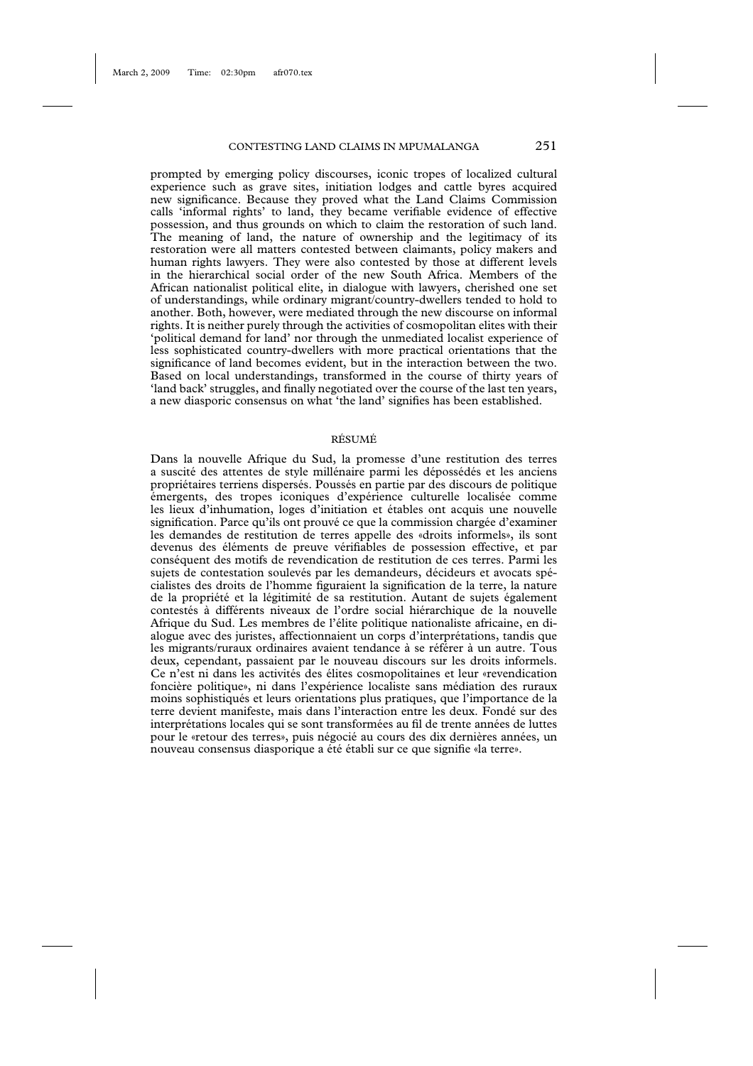prompted by emerging policy discourses, iconic tropes of localized cultural experience such as grave sites, initiation lodges and cattle byres acquired new significance. Because they proved what the Land Claims Commission calls 'informal rights' to land, they became verifiable evidence of effective possession, and thus grounds on which to claim the restoration of such land. The meaning of land, the nature of ownership and the legitimacy of its restoration were all matters contested between claimants, policy makers and human rights lawyers. They were also contested by those at different levels in the hierarchical social order of the new South Africa. Members of the African nationalist political elite, in dialogue with lawyers, cherished one set of understandings, while ordinary migrant/country-dwellers tended to hold to another. Both, however, were mediated through the new discourse on informal rights. It is neither purely through the activities of cosmopolitan elites with their 'political demand for land' nor through the unmediated localist experience of less sophisticated country-dwellers with more practical orientations that the significance of land becomes evident, but in the interaction between the two. Based on local understandings, transformed in the course of thirty years of 'land back' struggles, and finally negotiated over the course of the last ten years, a new diasporic consensus on what 'the land' signifies has been established.

## RÉSUMÉ

Dans la nouvelle Afrique du Sud, la promesse d'une restitution des terres a suscité des attentes de style millénaire parmi les dépossédés et les anciens propriétaires terriens dispersés. Poussés en partie par des discours de politique émergents, des tropes iconiques d'expérience culturelle localisée comme les lieux d'inhumation, loges d'initiation et étables ont acquis une nouvelle signification. Parce qu'ils ont prouvé ce que la commission chargée d'examiner les demandes de restitution de terres appelle des «droits informels», ils sont devenus des éléments de preuve vérifiables de possession effective, et par conséquent des motifs de revendication de restitution de ces terres. Parmi les sujets de contestation soulevés par les demandeurs, décideurs et avocats spécialistes des droits de l'homme figuraient la signification de la terre, la nature de la propriété et la légitimité de sa restitution. Autant de sujets également contestés à différents niveaux de l'ordre social hiérarchique de la nouvelle Afrique du Sud. Les membres de l'élite politique nationaliste africaine, en dialogue avec des juristes, affectionnaient un corps d'interprétations, tandis que les migrants/ruraux ordinaires avaient tendance à se référer à un autre. Tous deux, cependant, passaient par le nouveau discours sur les droits informels. Ce n'est ni dans les activités des élites cosmopolitaines et leur «revendication foncière politique», ni dans l'expérience localiste sans médiation des ruraux moins sophistiqués et leurs orientations plus pratiques, que l'importance de la terre devient manifeste, mais dans l'interaction entre les deux. Fondé sur des interprétations locales qui se sont transformées au fil de trente années de luttes pour le «retour des terres», puis négocié au cours des dix dernières années, un nouveau consensus diasporique a été établi sur ce que signifie «la terre».